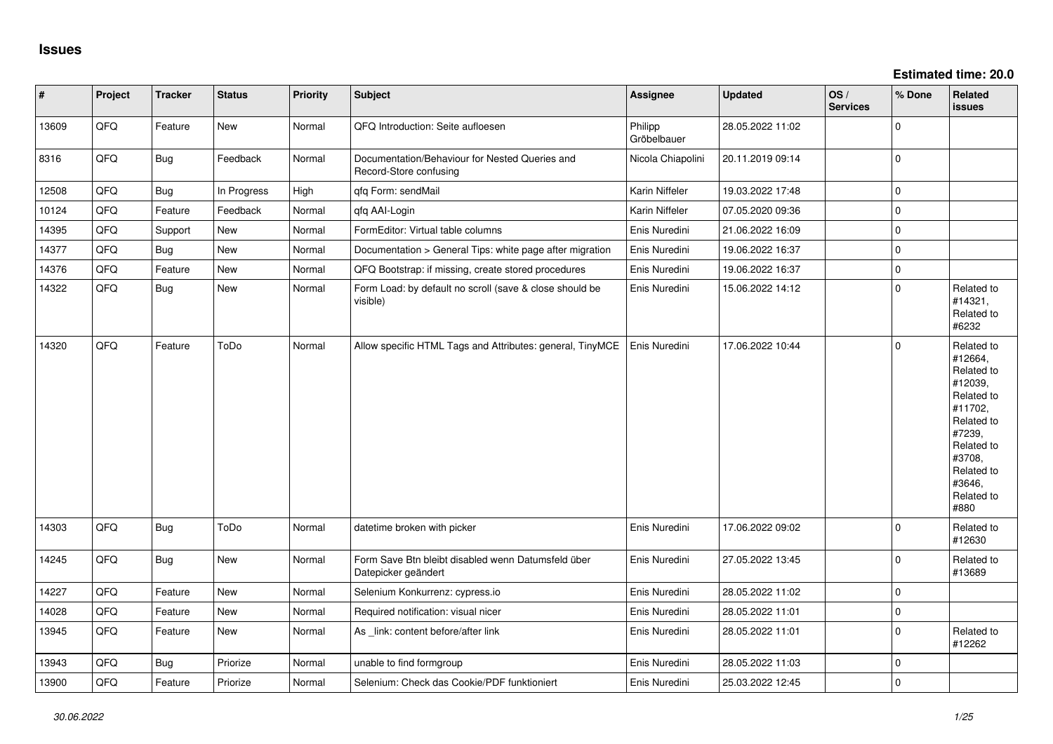# Issues

**Estimated time: 20.0**

| # | Project | Tracker | Status | Priority | Subject | Assignee | Updated | OS / Services | % Done | Related issues |
|---|---|---|---|---|---|---|---|---|---|---|
| 13609 | QFQ | Feature | New | Normal | QFQ Introduction: Seite aufloesen | Philipp Gröbelbauer | 28.05.2022 11:02 | | 0 | |
| 8316 | QFQ | Bug | Feedback | Normal | Documentation/Behaviour for Nested Queries and Record-Store confusing | Nicola Chiapolini | 20.11.2019 09:14 | | 0 | |
| 12508 | QFQ | Bug | In Progress | High | qfq Form: sendMail | Karin Niffeler | 19.03.2022 17:48 | | 0 | |
| 10124 | QFQ | Feature | Feedback | Normal | qfq AAI-Login | Karin Niffeler | 07.05.2020 09:36 | | 0 | |
| 14395 | QFQ | Support | New | Normal | FormEditor: Virtual table columns | Enis Nuredini | 21.06.2022 16:09 | | 0 | |
| 14377 | QFQ | Bug | New | Normal | Documentation > General Tips: white page after migration | Enis Nuredini | 19.06.2022 16:37 | | 0 | |
| 14376 | QFQ | Feature | New | Normal | QFQ Bootstrap: if missing, create stored procedures | Enis Nuredini | 19.06.2022 16:37 | | 0 | |
| 14322 | QFQ | Bug | New | Normal | Form Load: by default no scroll (save & close should be visible) | Enis Nuredini | 15.06.2022 14:12 | | 0 | Related to #14321, Related to #6232 |
| 14320 | QFQ | Feature | ToDo | Normal | Allow specific HTML Tags and Attributes: general, TinyMCE | Enis Nuredini | 17.06.2022 10:44 | | 0 | Related to #12664, Related to #12039, Related to #11702, Related to #7239, Related to #3708, Related to #3646, Related to #880 |
| 14303 | QFQ | Bug | ToDo | Normal | datetime broken with picker | Enis Nuredini | 17.06.2022 09:02 | | 0 | Related to #12630 |
| 14245 | QFQ | Bug | New | Normal | Form Save Btn bleibt disabled wenn Datumsfeld über Datepicker geändert | Enis Nuredini | 27.05.2022 13:45 | | 0 | Related to #13689 |
| 14227 | QFQ | Feature | New | Normal | Selenium Konkurrenz: cypress.io | Enis Nuredini | 28.05.2022 11:02 | | 0 | |
| 14028 | QFQ | Feature | New | Normal | Required notification: visual nicer | Enis Nuredini | 28.05.2022 11:01 | | 0 | |
| 13945 | QFQ | Feature | New | Normal | As _link: content before/after link | Enis Nuredini | 28.05.2022 11:01 | | 0 | Related to #12262 |
| 13943 | QFQ | Bug | Priorize | Normal | unable to find formgroup | Enis Nuredini | 28.05.2022 11:03 | | 0 | |
| 13900 | QFQ | Feature | Priorize | Normal | Selenium: Check das Cookie/PDF funktioniert | Enis Nuredini | 25.03.2022 12:45 | | 0 | |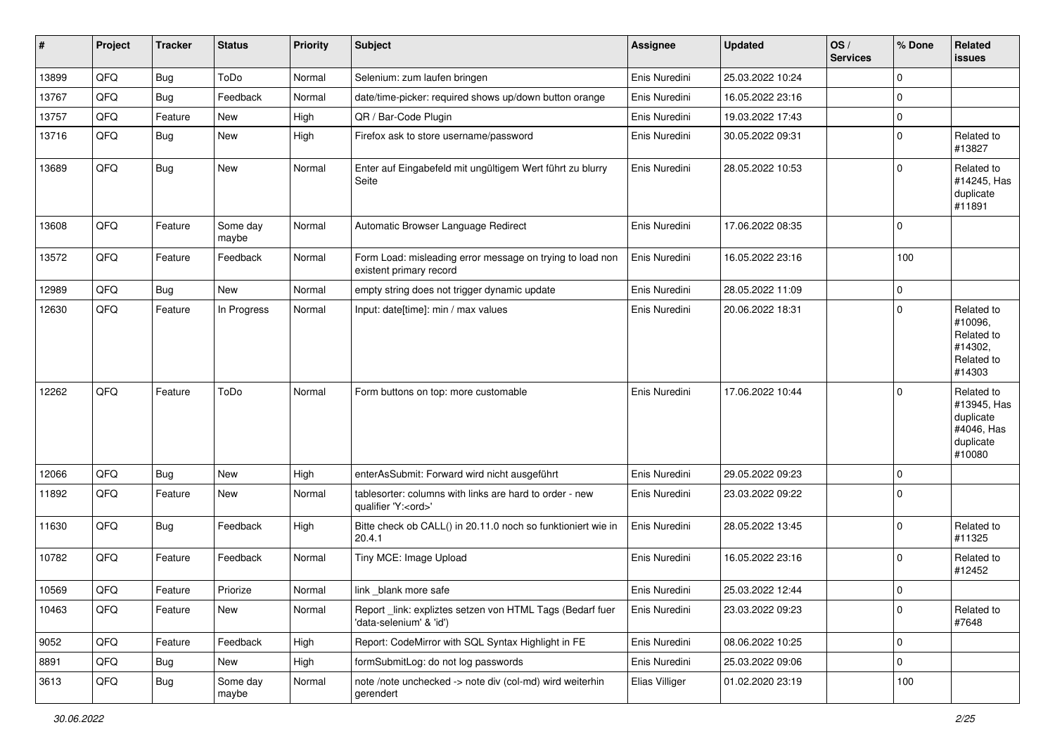| # | Project | Tracker | Status | Priority | Subject | Assignee | Updated | OS / Services | % Done | Related issues |
|---|---|---|---|---|---|---|---|---|---|---|
| 13899 | QFQ | Bug | ToDo | Normal | Selenium: zum laufen bringen | Enis Nuredini | 25.03.2022 10:24 | | 0 | |
| 13767 | QFQ | Bug | Feedback | Normal | date/time-picker: required shows up/down button orange | Enis Nuredini | 16.05.2022 23:16 | | 0 | |
| 13757 | QFQ | Feature | New | High | QR / Bar-Code Plugin | Enis Nuredini | 19.03.2022 17:43 | | 0 | |
| 13716 | QFQ | Bug | New | High | Firefox ask to store username/password | Enis Nuredini | 30.05.2022 09:31 | | 0 | Related to #13827 |
| 13689 | QFQ | Bug | New | Normal | Enter auf Eingabefeld mit ungültigem Wert führt zu blurry Seite | Enis Nuredini | 28.05.2022 10:53 | | 0 | Related to #14245, Has duplicate #11891 |
| 13608 | QFQ | Feature | Some day maybe | Normal | Automatic Browser Language Redirect | Enis Nuredini | 17.06.2022 08:35 | | 0 | |
| 13572 | QFQ | Feature | Feedback | Normal | Form Load: misleading error message on trying to load non existent primary record | Enis Nuredini | 16.05.2022 23:16 | | 100 | |
| 12989 | QFQ | Bug | New | Normal | empty string does not trigger dynamic update | Enis Nuredini | 28.05.2022 11:09 | | 0 | |
| 12630 | QFQ | Feature | In Progress | Normal | Input: date[time]: min / max values | Enis Nuredini | 20.06.2022 18:31 | | 0 | Related to #10096, Related to #14302, Related to #14303 |
| 12262 | QFQ | Feature | ToDo | Normal | Form buttons on top: more customable | Enis Nuredini | 17.06.2022 10:44 | | 0 | Related to #13945, Has duplicate #4046, Has duplicate #10080 |
| 12066 | QFQ | Bug | New | High | enterAsSubmit: Forward wird nicht ausgeführt | Enis Nuredini | 29.05.2022 09:23 | | 0 | |
| 11892 | QFQ | Feature | New | Normal | tablesorter: columns with links are hard to order - new qualifier 'Y:<ord>' | Enis Nuredini | 23.03.2022 09:22 | | 0 | |
| 11630 | QFQ | Bug | Feedback | High | Bitte check ob CALL() in 20.11.0 noch so funktioniert wie in 20.4.1 | Enis Nuredini | 28.05.2022 13:45 | | 0 | Related to #11325 |
| 10782 | QFQ | Feature | Feedback | Normal | Tiny MCE: Image Upload | Enis Nuredini | 16.05.2022 23:16 | | 0 | Related to #12452 |
| 10569 | QFQ | Feature | Priorize | Normal | link _blank more safe | Enis Nuredini | 25.03.2022 12:44 | | 0 | |
| 10463 | QFQ | Feature | New | Normal | Report _link: expliztes setzen von HTML Tags (Bedarf fuer 'data-selenium' & 'id') | Enis Nuredini | 23.03.2022 09:23 | | 0 | Related to #7648 |
| 9052 | QFQ | Feature | Feedback | High | Report: CodeMirror with SQL Syntax Highlight in FE | Enis Nuredini | 08.06.2022 10:25 | | 0 | |
| 8891 | QFQ | Bug | New | High | formSubmitLog: do not log passwords | Enis Nuredini | 25.03.2022 09:06 | | 0 | |
| 3613 | QFQ | Bug | Some day maybe | Normal | note /note unchecked -> note div (col-md) wird weiterhin gerendert | Elias Villiger | 01.02.2020 23:19 | | 100 | |

*30.06.2022*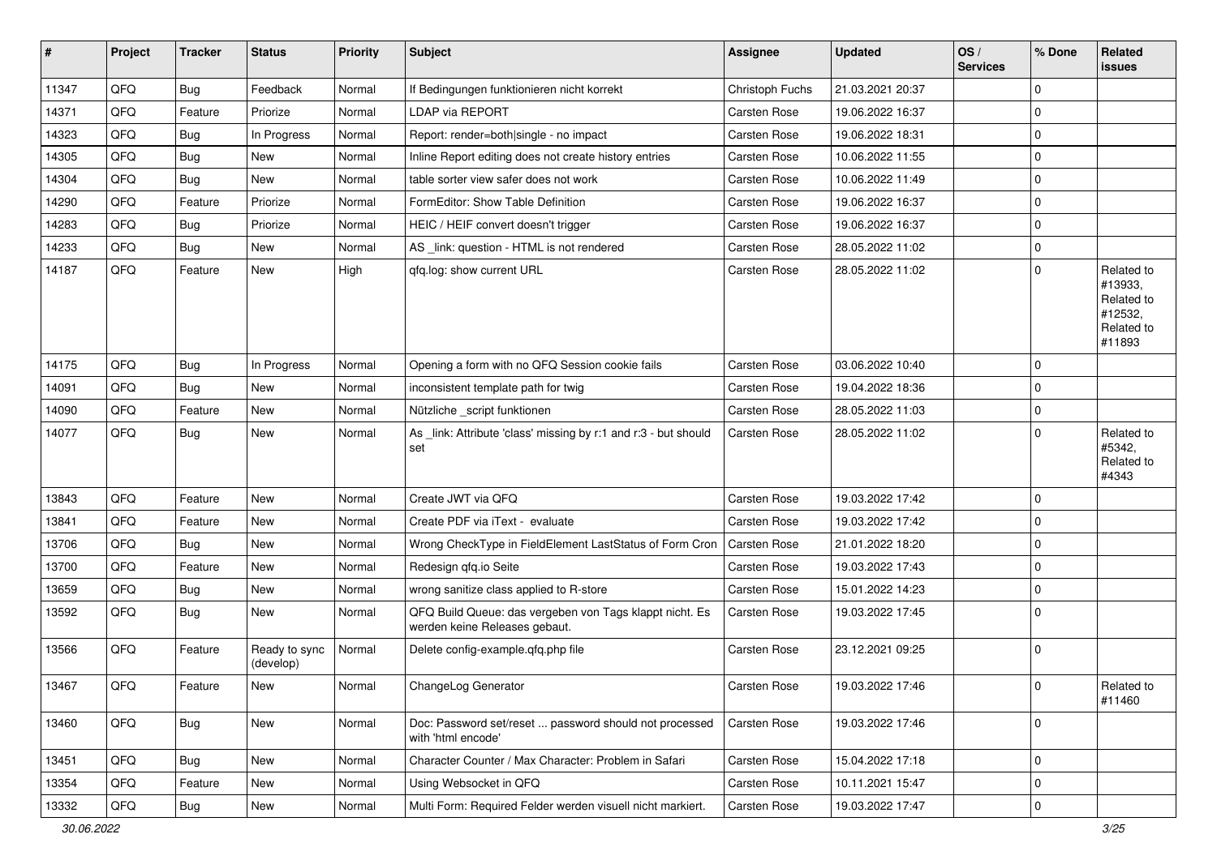| # | Project | Tracker | Status | Priority | Subject | Assignee | Updated | OS / Services | % Done | Related issues |
|---|---|---|---|---|---|---|---|---|---|---|
| 11347 | QFQ | Bug | Feedback | Normal | If Bedingungen funktionieren nicht korrekt | Christoph Fuchs | 21.03.2021 20:37 | | 0 | |
| 14371 | QFQ | Feature | Priorize | Normal | LDAP via REPORT | Carsten Rose | 19.06.2022 16:37 | | 0 | |
| 14323 | QFQ | Bug | In Progress | Normal | Report: render=both\|single - no impact | Carsten Rose | 19.06.2022 18:31 | | 0 | |
| 14305 | QFQ | Bug | New | Normal | Inline Report editing does not create history entries | Carsten Rose | 10.06.2022 11:55 | | 0 | |
| 14304 | QFQ | Bug | New | Normal | table sorter view safer does not work | Carsten Rose | 10.06.2022 11:49 | | 0 | |
| 14290 | QFQ | Feature | Priorize | Normal | FormEditor: Show Table Definition | Carsten Rose | 19.06.2022 16:37 | | 0 | |
| 14283 | QFQ | Bug | Priorize | Normal | HEIC / HEIF convert doesn't trigger | Carsten Rose | 19.06.2022 16:37 | | 0 | |
| 14233 | QFQ | Bug | New | Normal | AS _link: question - HTML is not rendered | Carsten Rose | 28.05.2022 11:02 | | 0 | |
| 14187 | QFQ | Feature | New | High | qfq.log: show current URL | Carsten Rose | 28.05.2022 11:02 | | 0 | Related to #13933, Related to #12532, Related to #11893 |
| 14175 | QFQ | Bug | In Progress | Normal | Opening a form with no QFQ Session cookie fails | Carsten Rose | 03.06.2022 10:40 | | 0 | |
| 14091 | QFQ | Bug | New | Normal | inconsistent template path for twig | Carsten Rose | 19.04.2022 18:36 | | 0 | |
| 14090 | QFQ | Feature | New | Normal | Nützliche _script funktionen | Carsten Rose | 28.05.2022 11:03 | | 0 | |
| 14077 | QFQ | Bug | New | Normal | As _link: Attribute 'class' missing by r:1 and r:3 - but should set | Carsten Rose | 28.05.2022 11:02 | | 0 | Related to #5342, Related to #4343 |
| 13843 | QFQ | Feature | New | Normal | Create JWT via QFQ | Carsten Rose | 19.03.2022 17:42 | | 0 | |
| 13841 | QFQ | Feature | New | Normal | Create PDF via iText - evaluate | Carsten Rose | 19.03.2022 17:42 | | 0 | |
| 13706 | QFQ | Bug | New | Normal | Wrong CheckType in FieldElement LastStatus of Form Cron | Carsten Rose | 21.01.2022 18:20 | | 0 | |
| 13700 | QFQ | Feature | New | Normal | Redesign qfq.io Seite | Carsten Rose | 19.03.2022 17:43 | | 0 | |
| 13659 | QFQ | Bug | New | Normal | wrong sanitize class applied to R-store | Carsten Rose | 15.01.2022 14:23 | | 0 | |
| 13592 | QFQ | Bug | New | Normal | QFQ Build Queue: das vergeben von Tags klappt nicht. Es werden keine Releases gebaut. | Carsten Rose | 19.03.2022 17:45 | | 0 | |
| 13566 | QFQ | Feature | Ready to sync (develop) | Normal | Delete config-example.qfq.php file | Carsten Rose | 23.12.2021 09:25 | | 0 | |
| 13467 | QFQ | Feature | New | Normal | ChangeLog Generator | Carsten Rose | 19.03.2022 17:46 | | 0 | Related to #11460 |
| 13460 | QFQ | Bug | New | Normal | Doc: Password set/reset ... password should not processed with 'html encode' | Carsten Rose | 19.03.2022 17:46 | | 0 | |
| 13451 | QFQ | Bug | New | Normal | Character Counter / Max Character: Problem in Safari | Carsten Rose | 15.04.2022 17:18 | | 0 | |
| 13354 | QFQ | Feature | New | Normal | Using Websocket in QFQ | Carsten Rose | 10.11.2021 15:47 | | 0 | |
| 13332 | QFQ | Bug | New | Normal | Multi Form: Required Felder werden visuell nicht markiert. | Carsten Rose | 19.03.2022 17:47 | | 0 | |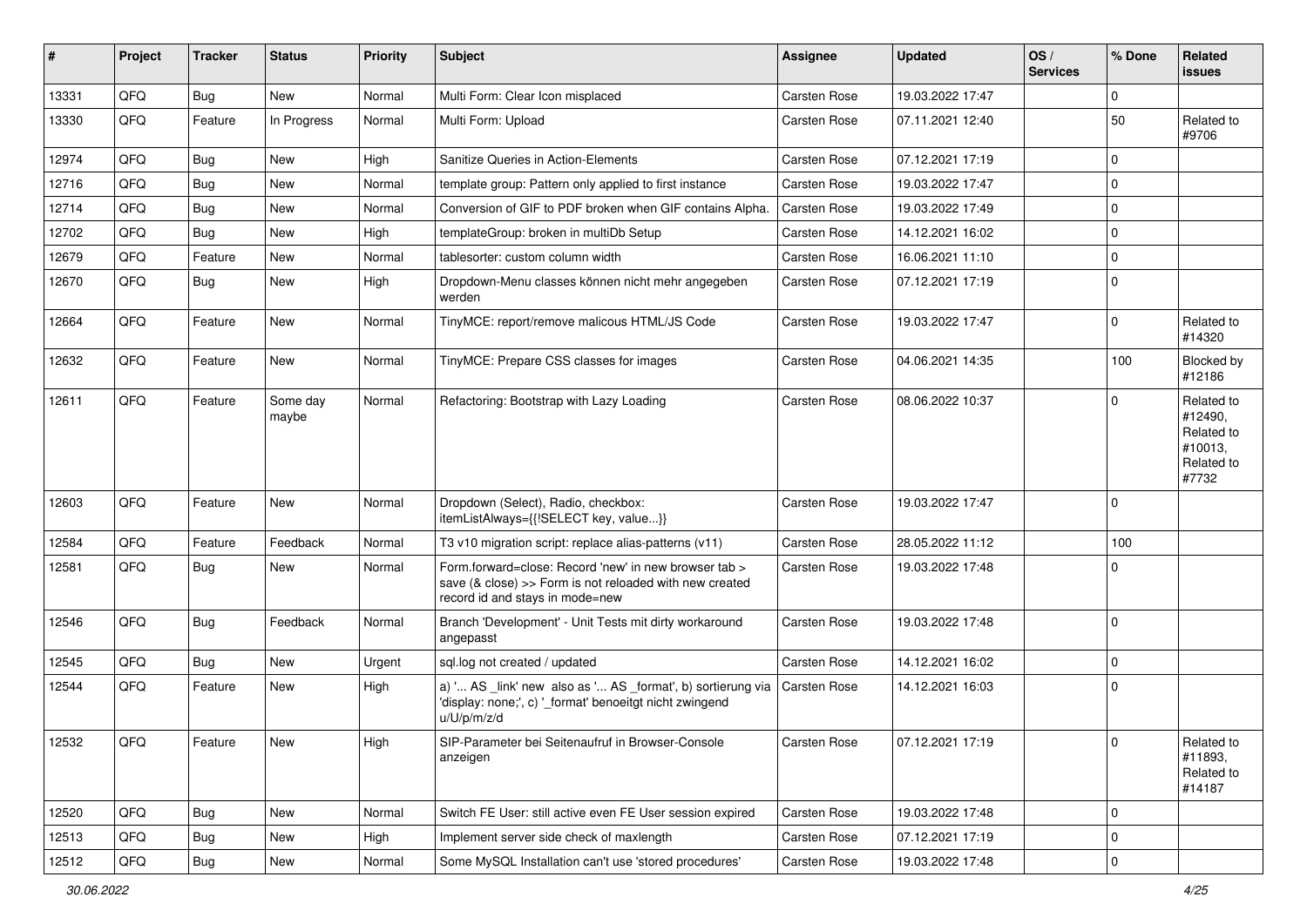| # | Project | Tracker | Status | Priority | Subject | Assignee | Updated | OS / Services | % Done | Related issues |
|---|---|---|---|---|---|---|---|---|---|---|
| 13331 | QFQ | Bug | New | Normal | Multi Form: Clear Icon misplaced | Carsten Rose | 19.03.2022 17:47 | | 0 | |
| 13330 | QFQ | Feature | In Progress | Normal | Multi Form: Upload | Carsten Rose | 07.11.2021 12:40 | | 50 | Related to #9706 |
| 12974 | QFQ | Bug | New | High | Sanitize Queries in Action-Elements | Carsten Rose | 07.12.2021 17:19 | | 0 | |
| 12716 | QFQ | Bug | New | Normal | template group: Pattern only applied to first instance | Carsten Rose | 19.03.2022 17:47 | | 0 | |
| 12714 | QFQ | Bug | New | Normal | Conversion of GIF to PDF broken when GIF contains Alpha. | Carsten Rose | 19.03.2022 17:49 | | 0 | |
| 12702 | QFQ | Bug | New | High | templateGroup: broken in multiDb Setup | Carsten Rose | 14.12.2021 16:02 | | 0 | |
| 12679 | QFQ | Feature | New | Normal | tablesorter: custom column width | Carsten Rose | 16.06.2021 11:10 | | 0 | |
| 12670 | QFQ | Bug | New | High | Dropdown-Menu classes können nicht mehr angegeben werden | Carsten Rose | 07.12.2021 17:19 | | 0 | |
| 12664 | QFQ | Feature | New | Normal | TinyMCE: report/remove malicous HTML/JS Code | Carsten Rose | 19.03.2022 17:47 | | 0 | Related to #14320 |
| 12632 | QFQ | Feature | New | Normal | TinyMCE: Prepare CSS classes for images | Carsten Rose | 04.06.2021 14:35 | | 100 | Blocked by #12186 |
| 12611 | QFQ | Feature | Some day maybe | Normal | Refactoring: Bootstrap with Lazy Loading | Carsten Rose | 08.06.2022 10:37 | | 0 | Related to #12490, Related to #10013, Related to #7732 |
| 12603 | QFQ | Feature | New | Normal | Dropdown (Select), Radio, checkbox: itemListAlways={{!SELECT key, value...}} | Carsten Rose | 19.03.2022 17:47 | | 0 | |
| 12584 | QFQ | Feature | Feedback | Normal | T3 v10 migration script: replace alias-patterns (v11) | Carsten Rose | 28.05.2022 11:12 | | 100 | |
| 12581 | QFQ | Bug | New | Normal | Form.forward=close: Record 'new' in new browser tab > save (& close) >> Form is not reloaded with new created record id and stays in mode=new | Carsten Rose | 19.03.2022 17:48 | | 0 | |
| 12546 | QFQ | Bug | Feedback | Normal | Branch 'Development' - Unit Tests mit dirty workaround angepasst | Carsten Rose | 19.03.2022 17:48 | | 0 | |
| 12545 | QFQ | Bug | New | Urgent | sql.log not created / updated | Carsten Rose | 14.12.2021 16:02 | | 0 | |
| 12544 | QFQ | Feature | New | High | a) '... AS _link' new also as '... AS _format', b) sortierung via 'display: none;', c) '_format' benoeitgt nicht zwingend u/U/p/m/z/d | Carsten Rose | 14.12.2021 16:03 | | 0 | |
| 12532 | QFQ | Feature | New | High | SIP-Parameter bei Seitenaufruf in Browser-Console anzeigen | Carsten Rose | 07.12.2021 17:19 | | 0 | Related to #11893, Related to #14187 |
| 12520 | QFQ | Bug | New | Normal | Switch FE User: still active even FE User session expired | Carsten Rose | 19.03.2022 17:48 | | 0 | |
| 12513 | QFQ | Bug | New | High | Implement server side check of maxlength | Carsten Rose | 07.12.2021 17:19 | | 0 | |
| 12512 | QFQ | Bug | New | Normal | Some MySQL Installation can't use 'stored procedures' | Carsten Rose | 19.03.2022 17:48 | | 0 | |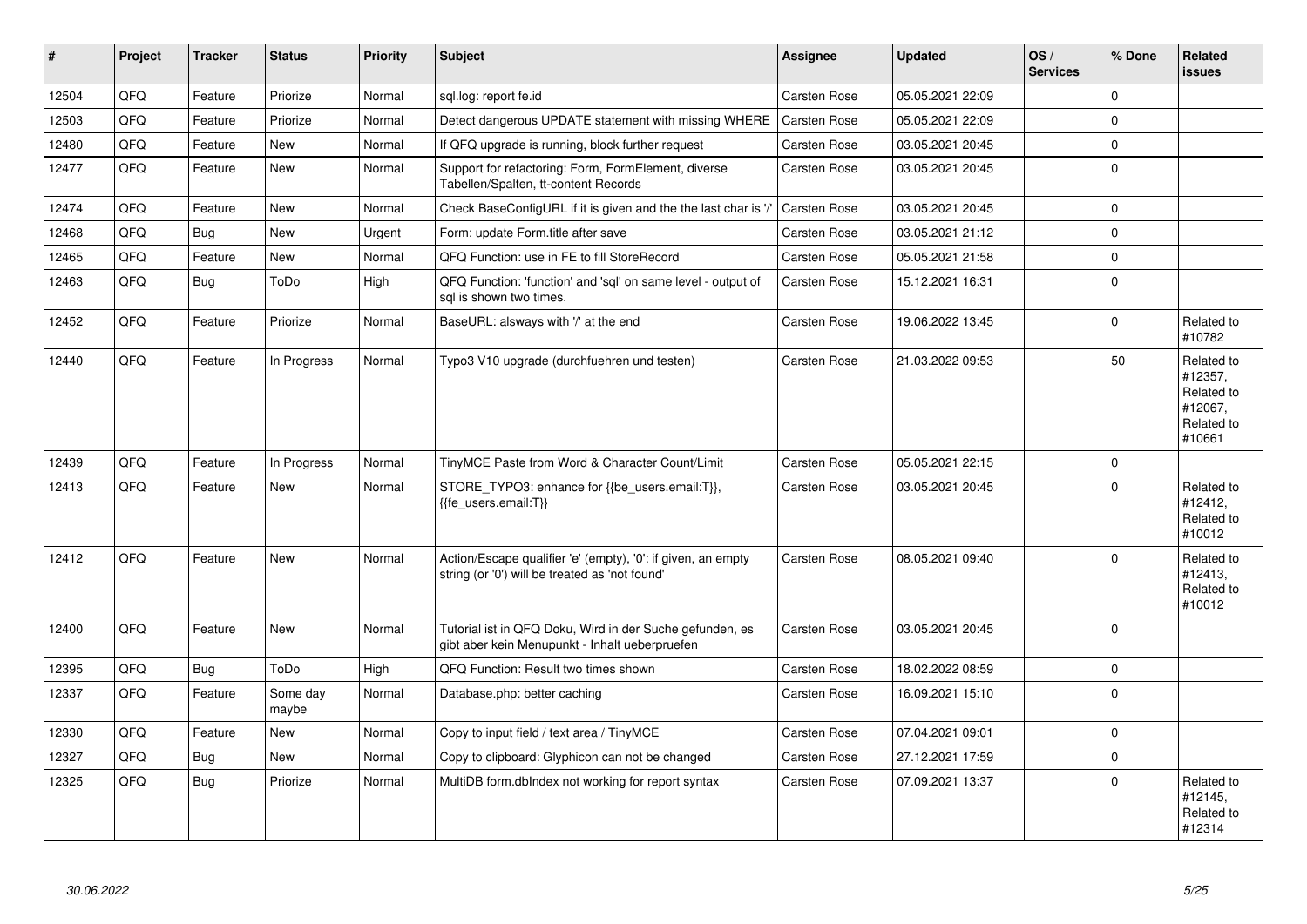| # | Project | Tracker | Status | Priority | Subject | Assignee | Updated | OS / Services | % Done | Related issues |
|---|---|---|---|---|---|---|---|---|---|---|
| 12504 | QFQ | Feature | Priorize | Normal | sql.log: report fe.id | Carsten Rose | 05.05.2021 22:09 | | 0 | |
| 12503 | QFQ | Feature | Priorize | Normal | Detect dangerous UPDATE statement with missing WHERE | Carsten Rose | 05.05.2021 22:09 | | 0 | |
| 12480 | QFQ | Feature | New | Normal | If QFQ upgrade is running, block further request | Carsten Rose | 03.05.2021 20:45 | | 0 | |
| 12477 | QFQ | Feature | New | Normal | Support for refactoring: Form, FormElement, diverse Tabellen/Spalten, tt-content Records | Carsten Rose | 03.05.2021 20:45 | | 0 | |
| 12474 | QFQ | Feature | New | Normal | Check BaseConfigURL if it is given and the the last char is '/' | Carsten Rose | 03.05.2021 20:45 | | 0 | |
| 12468 | QFQ | Bug | New | Urgent | Form: update Form.title after save | Carsten Rose | 03.05.2021 21:12 | | 0 | |
| 12465 | QFQ | Feature | New | Normal | QFQ Function: use in FE to fill StoreRecord | Carsten Rose | 05.05.2021 21:58 | | 0 | |
| 12463 | QFQ | Bug | ToDo | High | QFQ Function: 'function' and 'sql' on same level - output of sql is shown two times. | Carsten Rose | 15.12.2021 16:31 | | 0 | |
| 12452 | QFQ | Feature | Priorize | Normal | BaseURL: alsways with '/' at the end | Carsten Rose | 19.06.2022 13:45 | | 0 | Related to #10782 |
| 12440 | QFQ | Feature | In Progress | Normal | Typo3 V10 upgrade (durchfuehren und testen) | Carsten Rose | 21.03.2022 09:53 | | 50 | Related to #12357, Related to #12067, Related to #10661 |
| 12439 | QFQ | Feature | In Progress | Normal | TinyMCE Paste from Word & Character Count/Limit | Carsten Rose | 05.05.2021 22:15 | | 0 | |
| 12413 | QFQ | Feature | New | Normal | STORE_TYPO3: enhance for {{be_users.email:T}}, {{fe_users.email:T}} | Carsten Rose | 03.05.2021 20:45 | | 0 | Related to #12412, Related to #10012 |
| 12412 | QFQ | Feature | New | Normal | Action/Escape qualifier 'e' (empty), '0': if given, an empty string (or '0') will be treated as 'not found' | Carsten Rose | 08.05.2021 09:40 | | 0 | Related to #12413, Related to #10012 |
| 12400 | QFQ | Feature | New | Normal | Tutorial ist in QFQ Doku, Wird in der Suche gefunden, es gibt aber kein Menupunkt - Inhalt ueberpruefen | Carsten Rose | 03.05.2021 20:45 | | 0 | |
| 12395 | QFQ | Bug | ToDo | High | QFQ Function: Result two times shown | Carsten Rose | 18.02.2022 08:59 | | 0 | |
| 12337 | QFQ | Feature | Some day maybe | Normal | Database.php: better caching | Carsten Rose | 16.09.2021 15:10 | | 0 | |
| 12330 | QFQ | Feature | New | Normal | Copy to input field / text area / TinyMCE | Carsten Rose | 07.04.2021 09:01 | | 0 | |
| 12327 | QFQ | Bug | New | Normal | Copy to clipboard: Glyphicon can not be changed | Carsten Rose | 27.12.2021 17:59 | | 0 | |
| 12325 | QFQ | Bug | Priorize | Normal | MultiDB form.dbIndex not working for report syntax | Carsten Rose | 07.09.2021 13:37 | | 0 | Related to #12145, Related to #12314 |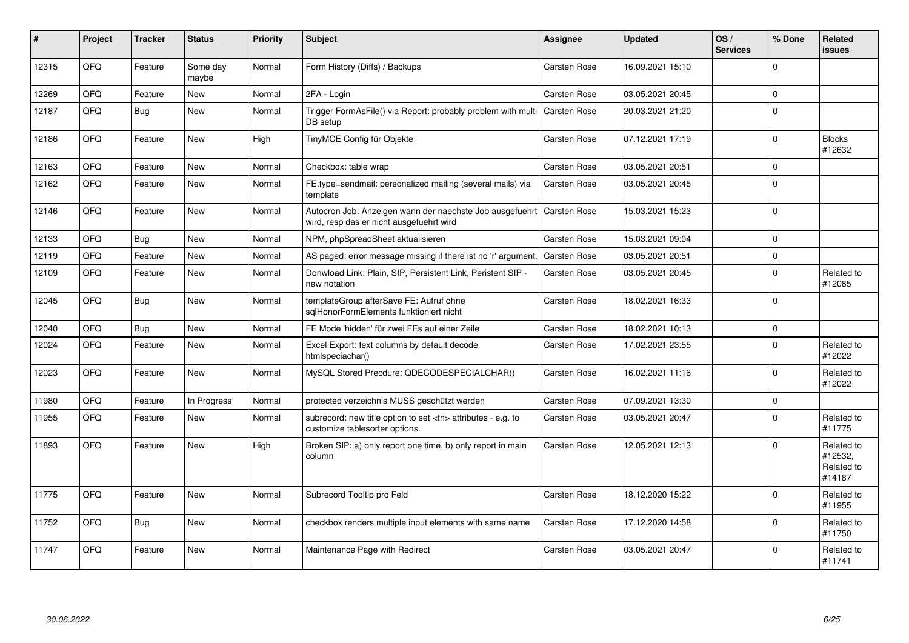| # | Project | Tracker | Status | Priority | Subject | Assignee | Updated | OS / Services | % Done | Related issues |
|---|---|---|---|---|---|---|---|---|---|---|
| 12315 | QFQ | Feature | Some day maybe | Normal | Form History (Diffs) / Backups | Carsten Rose | 16.09.2021 15:10 | | 0 | |
| 12269 | QFQ | Feature | New | Normal | 2FA - Login | Carsten Rose | 03.05.2021 20:45 | | 0 | |
| 12187 | QFQ | Bug | New | Normal | Trigger FormAsFile() via Report: probably problem with multi DB setup | Carsten Rose | 20.03.2021 21:20 | | 0 | |
| 12186 | QFQ | Feature | New | High | TinyMCE Config für Objekte | Carsten Rose | 07.12.2021 17:19 | | 0 | Blocks #12632 |
| 12163 | QFQ | Feature | New | Normal | Checkbox: table wrap | Carsten Rose | 03.05.2021 20:51 | | 0 | |
| 12162 | QFQ | Feature | New | Normal | FE.type=sendmail: personalized mailing (several mails) via template | Carsten Rose | 03.05.2021 20:45 | | 0 | |
| 12146 | QFQ | Feature | New | Normal | Autocron Job: Anzeigen wann der naechste Job ausgefuehrt wird, resp das er nicht ausgefuehrt wird | Carsten Rose | 15.03.2021 15:23 | | 0 | |
| 12133 | QFQ | Bug | New | Normal | NPM, phpSpreadSheet aktualisieren | Carsten Rose | 15.03.2021 09:04 | | 0 | |
| 12119 | QFQ | Feature | New | Normal | AS paged: error message missing if there ist no 'r' argument. | Carsten Rose | 03.05.2021 20:51 | | 0 | |
| 12109 | QFQ | Feature | New | Normal | Donwload Link: Plain, SIP, Persistent Link, Peristent SIP - new notation | Carsten Rose | 03.05.2021 20:45 | | 0 | Related to #12085 |
| 12045 | QFQ | Bug | New | Normal | templateGroup afterSave FE: Aufruf ohne sqlHonorFormElements funktioniert nicht | Carsten Rose | 18.02.2021 16:33 | | 0 | |
| 12040 | QFQ | Bug | New | Normal | FE Mode 'hidden' für zwei FEs auf einer Zeile | Carsten Rose | 18.02.2021 10:13 | | 0 | |
| 12024 | QFQ | Feature | New | Normal | Excel Export: text columns by default decode htmlspeciachar() | Carsten Rose | 17.02.2021 23:55 | | 0 | Related to #12022 |
| 12023 | QFQ | Feature | New | Normal | MySQL Stored Precdure: QDECODESPECIALCHAR() | Carsten Rose | 16.02.2021 11:16 | | 0 | Related to #12022 |
| 11980 | QFQ | Feature | In Progress | Normal | protected verzeichnis MUSS geschützt werden | Carsten Rose | 07.09.2021 13:30 | | 0 | |
| 11955 | QFQ | Feature | New | Normal | subrecord: new title option to set <th> attributes - e.g. to customize tablesorter options. | Carsten Rose | 03.05.2021 20:47 | | 0 | Related to #11775 |
| 11893 | QFQ | Feature | New | High | Broken SIP: a) only report one time, b) only report in main column | Carsten Rose | 12.05.2021 12:13 | | 0 | Related to #12532, Related to #14187 |
| 11775 | QFQ | Feature | New | Normal | Subrecord Tooltip pro Feld | Carsten Rose | 18.12.2020 15:22 | | 0 | Related to #11955 |
| 11752 | QFQ | Bug | New | Normal | checkbox renders multiple input elements with same name | Carsten Rose | 17.12.2020 14:58 | | 0 | Related to #11750 |
| 11747 | QFQ | Feature | New | Normal | Maintenance Page with Redirect | Carsten Rose | 03.05.2021 20:47 | | 0 | Related to #11741 |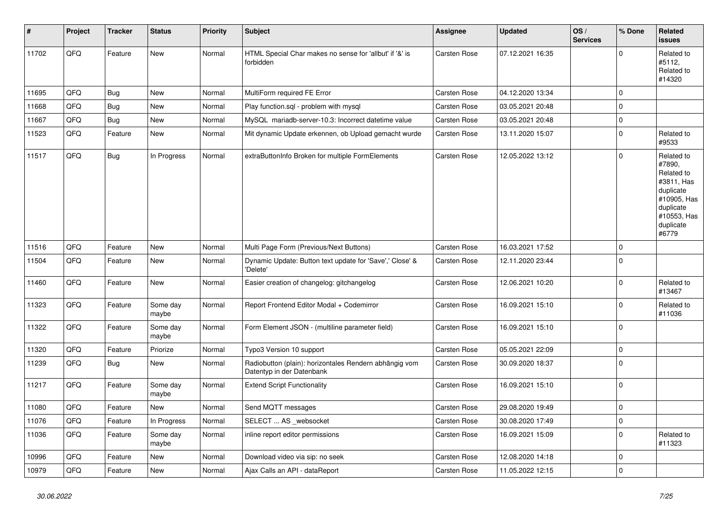| # | Project | Tracker | Status | Priority | Subject | Assignee | Updated | OS / Services | % Done | Related issues |
|---|---|---|---|---|---|---|---|---|---|---|
| 11702 | QFQ | Feature | New | Normal | HTML Special Char makes no sense for 'allbut' if '&' is forbidden | Carsten Rose | 07.12.2021 16:35 | | 0 | Related to #5112, Related to #14320 |
| 11695 | QFQ | Bug | New | Normal | MultiForm required FE Error | Carsten Rose | 04.12.2020 13:34 | | 0 | |
| 11668 | QFQ | Bug | New | Normal | Play function.sql - problem with mysql | Carsten Rose | 03.05.2021 20:48 | | 0 | |
| 11667 | QFQ | Bug | New | Normal | MySQL mariadb-server-10.3: Incorrect datetime value | Carsten Rose | 03.05.2021 20:48 | | 0 | |
| 11523 | QFQ | Feature | New | Normal | Mit dynamic Update erkennen, ob Upload gemacht wurde | Carsten Rose | 13.11.2020 15:07 | | 0 | Related to #9533 |
| 11517 | QFQ | Bug | In Progress | Normal | extraButtonInfo Broken for multiple FormElements | Carsten Rose | 12.05.2022 13:12 | | 0 | Related to #7890, Related to #3811, Has duplicate #10905, Has duplicate #10553, Has duplicate #6779 |
| 11516 | QFQ | Feature | New | Normal | Multi Page Form (Previous/Next Buttons) | Carsten Rose | 16.03.2021 17:52 | | 0 | |
| 11504 | QFQ | Feature | New | Normal | Dynamic Update: Button text update for 'Save',' Close' & 'Delete' | Carsten Rose | 12.11.2020 23:44 | | 0 | |
| 11460 | QFQ | Feature | New | Normal | Easier creation of changelog: gitchangelog | Carsten Rose | 12.06.2021 10:20 | | 0 | Related to #13467 |
| 11323 | QFQ | Feature | Some day maybe | Normal | Report Frontend Editor Modal + Codemirror | Carsten Rose | 16.09.2021 15:10 | | 0 | Related to #11036 |
| 11322 | QFQ | Feature | Some day maybe | Normal | Form Element JSON - (multiline parameter field) | Carsten Rose | 16.09.2021 15:10 | | 0 | |
| 11320 | QFQ | Feature | Priorize | Normal | Typo3 Version 10 support | Carsten Rose | 05.05.2021 22:09 | | 0 | |
| 11239 | QFQ | Bug | New | Normal | Radiobutton (plain): horizontales Rendern abhängig vom Datentyp in der Datenbank | Carsten Rose | 30.09.2020 18:37 | | 0 | |
| 11217 | QFQ | Feature | Some day maybe | Normal | Extend Script Functionality | Carsten Rose | 16.09.2021 15:10 | | 0 | |
| 11080 | QFQ | Feature | New | Normal | Send MQTT messages | Carsten Rose | 29.08.2020 19:49 | | 0 | |
| 11076 | QFQ | Feature | In Progress | Normal | SELECT ... AS _websocket | Carsten Rose | 30.08.2020 17:49 | | 0 | |
| 11036 | QFQ | Feature | Some day maybe | Normal | inline report editor permissions | Carsten Rose | 16.09.2021 15:09 | | 0 | Related to #11323 |
| 10996 | QFQ | Feature | New | Normal | Download video via sip: no seek | Carsten Rose | 12.08.2020 14:18 | | 0 | |
| 10979 | QFQ | Feature | New | Normal | Ajax Calls an API - dataReport | Carsten Rose | 11.05.2022 12:15 | | 0 | |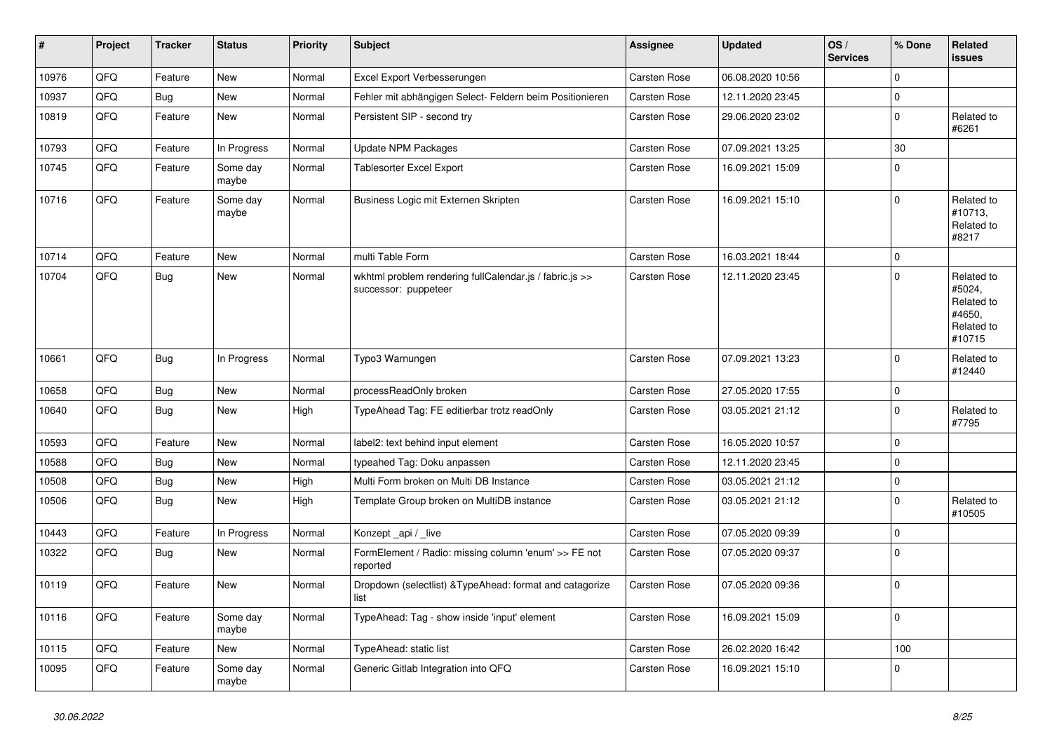| # | Project | Tracker | Status | Priority | Subject | Assignee | Updated | OS / Services | % Done | Related issues |
|---|---|---|---|---|---|---|---|---|---|---|
| 10976 | QFQ | Feature | New | Normal | Excel Export Verbesserungen | Carsten Rose | 06.08.2020 10:56 | | 0 | |
| 10937 | QFQ | Bug | New | Normal | Fehler mit abhängigen Select- Feldern beim Positionieren | Carsten Rose | 12.11.2020 23:45 | | 0 | |
| 10819 | QFQ | Feature | New | Normal | Persistent SIP - second try | Carsten Rose | 29.06.2020 23:02 | | 0 | Related to #6261 |
| 10793 | QFQ | Feature | In Progress | Normal | Update NPM Packages | Carsten Rose | 07.09.2021 13:25 | | 30 | |
| 10745 | QFQ | Feature | Some day maybe | Normal | Tablesorter Excel Export | Carsten Rose | 16.09.2021 15:09 | | 0 | |
| 10716 | QFQ | Feature | Some day maybe | Normal | Business Logic mit Externen Skripten | Carsten Rose | 16.09.2021 15:10 | | 0 | Related to #10713, Related to #8217 |
| 10714 | QFQ | Feature | New | Normal | multi Table Form | Carsten Rose | 16.03.2021 18:44 | | 0 | |
| 10704 | QFQ | Bug | New | Normal | wkhtml problem rendering fullCalendar.js / fabric.js >> successor: puppeteer | Carsten Rose | 12.11.2020 23:45 | | 0 | Related to #5024, Related to #4650, Related to #10715 |
| 10661 | QFQ | Bug | In Progress | Normal | Typo3 Warnungen | Carsten Rose | 07.09.2021 13:23 | | 0 | Related to #12440 |
| 10658 | QFQ | Bug | New | Normal | processReadOnly broken | Carsten Rose | 27.05.2020 17:55 | | 0 | |
| 10640 | QFQ | Bug | New | High | TypeAhead Tag: FE editierbar trotz readOnly | Carsten Rose | 03.05.2021 21:12 | | 0 | Related to #7795 |
| 10593 | QFQ | Feature | New | Normal | label2: text behind input element | Carsten Rose | 16.05.2020 10:57 | | 0 | |
| 10588 | QFQ | Bug | New | Normal | typeahed Tag: Doku anpassen | Carsten Rose | 12.11.2020 23:45 | | 0 | |
| 10508 | QFQ | Bug | New | High | Multi Form broken on Multi DB Instance | Carsten Rose | 03.05.2021 21:12 | | 0 | |
| 10506 | QFQ | Bug | New | High | Template Group broken on MultiDB instance | Carsten Rose | 03.05.2021 21:12 | | 0 | Related to #10505 |
| 10443 | QFQ | Feature | In Progress | Normal | Konzept _api / _live | Carsten Rose | 07.05.2020 09:39 | | 0 | |
| 10322 | QFQ | Bug | New | Normal | FormElement / Radio: missing column 'enum' >> FE not reported | Carsten Rose | 07.05.2020 09:37 | | 0 | |
| 10119 | QFQ | Feature | New | Normal | Dropdown (selectlist) &TypeAhead: format and catagorize list | Carsten Rose | 07.05.2020 09:36 | | 0 | |
| 10116 | QFQ | Feature | Some day maybe | Normal | TypeAhead: Tag - show inside 'input' element | Carsten Rose | 16.09.2021 15:09 | | 0 | |
| 10115 | QFQ | Feature | New | Normal | TypeAhead: static list | Carsten Rose | 26.02.2020 16:42 | | 100 | |
| 10095 | QFQ | Feature | Some day maybe | Normal | Generic Gitlab Integration into QFQ | Carsten Rose | 16.09.2021 15:10 | | 0 | |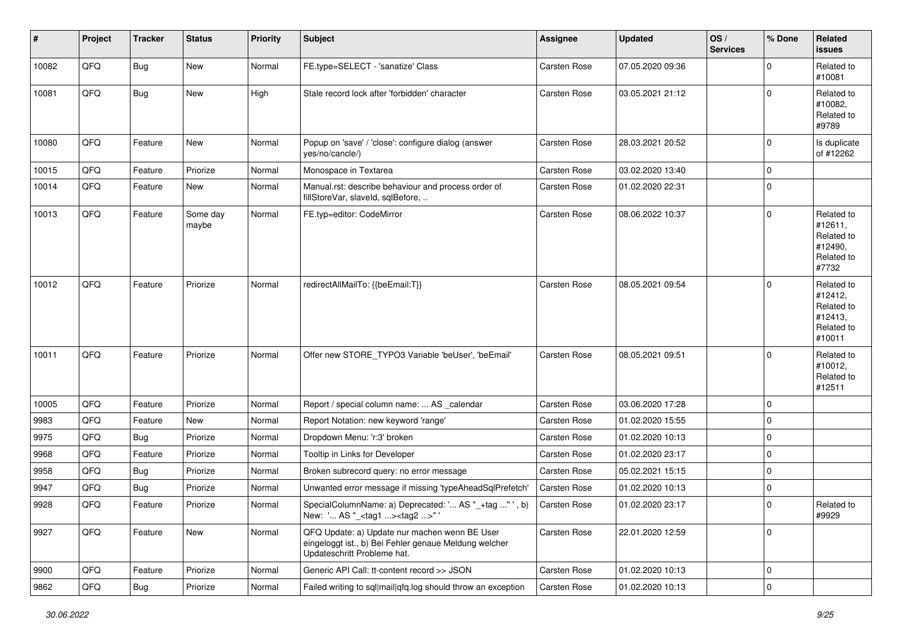| # | Project | Tracker | Status | Priority | Subject | Assignee | Updated | OS / Services | % Done | Related issues |
|---|---|---|---|---|---|---|---|---|---|---|
| 10082 | QFQ | Bug | New | Normal | FE.type=SELECT - 'sanatize' Class | Carsten Rose | 07.05.2020 09:36 | | 0 | Related to #10081 |
| 10081 | QFQ | Bug | New | High | Stale record lock after 'forbidden' character | Carsten Rose | 03.05.2021 21:12 | | 0 | Related to #10082, Related to #9789 |
| 10080 | QFQ | Feature | New | Normal | Popup on 'save' / 'close': configure dialog (answer yes/no/cancle/) | Carsten Rose | 28.03.2021 20:52 | | 0 | Is duplicate of #12262 |
| 10015 | QFQ | Feature | Priorize | Normal | Monospace in Textarea | Carsten Rose | 03.02.2020 13:40 | | 0 | |
| 10014 | QFQ | Feature | New | Normal | Manual.rst: describe behaviour and process order of fillStoreVar, slaveId, sqlBefore, .. | Carsten Rose | 01.02.2020 22:31 | | 0 | |
| 10013 | QFQ | Feature | Some day maybe | Normal | FE.typ=editor: CodeMirror | Carsten Rose | 08.06.2022 10:37 | | 0 | Related to #12611, Related to #12490, Related to #7732 |
| 10012 | QFQ | Feature | Priorize | Normal | redirectAllMailTo: {{beEmail:T}} | Carsten Rose | 08.05.2021 09:54 | | 0 | Related to #12412, Related to #12413, Related to #10011 |
| 10011 | QFQ | Feature | Priorize | Normal | Offer new STORE_TYPO3 Variable 'beUser', 'beEmail' | Carsten Rose | 08.05.2021 09:51 | | 0 | Related to #10012, Related to #12511 |
| 10005 | QFQ | Feature | Priorize | Normal | Report / special column name: ... AS _calendar | Carsten Rose | 03.06.2020 17:28 | | 0 | |
| 9983 | QFQ | Feature | New | Normal | Report Notation: new keyword 'range' | Carsten Rose | 01.02.2020 15:55 | | 0 | |
| 9975 | QFQ | Bug | Priorize | Normal | Dropdown Menu: 'r:3' broken | Carsten Rose | 01.02.2020 10:13 | | 0 | |
| 9968 | QFQ | Feature | Priorize | Normal | Tooltip in Links for Developer | Carsten Rose | 01.02.2020 23:17 | | 0 | |
| 9958 | QFQ | Bug | Priorize | Normal | Broken subrecord query: no error message | Carsten Rose | 05.02.2021 15:15 | | 0 | |
| 9947 | QFQ | Bug | Priorize | Normal | Unwanted error message if missing 'typeAheadSqlPrefetch' | Carsten Rose | 01.02.2020 10:13 | | 0 | |
| 9928 | QFQ | Feature | Priorize | Normal | SpecialColumnName: a) Deprecated: '... AS "_+tag ..." ', b) New: '... AS "_<tag1 ...><tag2 ...>" ' | Carsten Rose | 01.02.2020 23:17 | | 0 | Related to #9929 |
| 9927 | QFQ | Feature | New | Normal | QFQ Update: a) Update nur machen wenn BE User eingeloggt ist., b) Bei Fehler genaue Meldung welcher Updateschritt Probleme hat. | Carsten Rose | 22.01.2020 12:59 | | 0 | |
| 9900 | QFQ | Feature | Priorize | Normal | Generic API Call: tt-content record >> JSON | Carsten Rose | 01.02.2020 10:13 | | 0 | |
| 9862 | QFQ | Bug | Priorize | Normal | Failed writing to sql\|mail\|qfq.log should throw an exception | Carsten Rose | 01.02.2020 10:13 | | 0 | |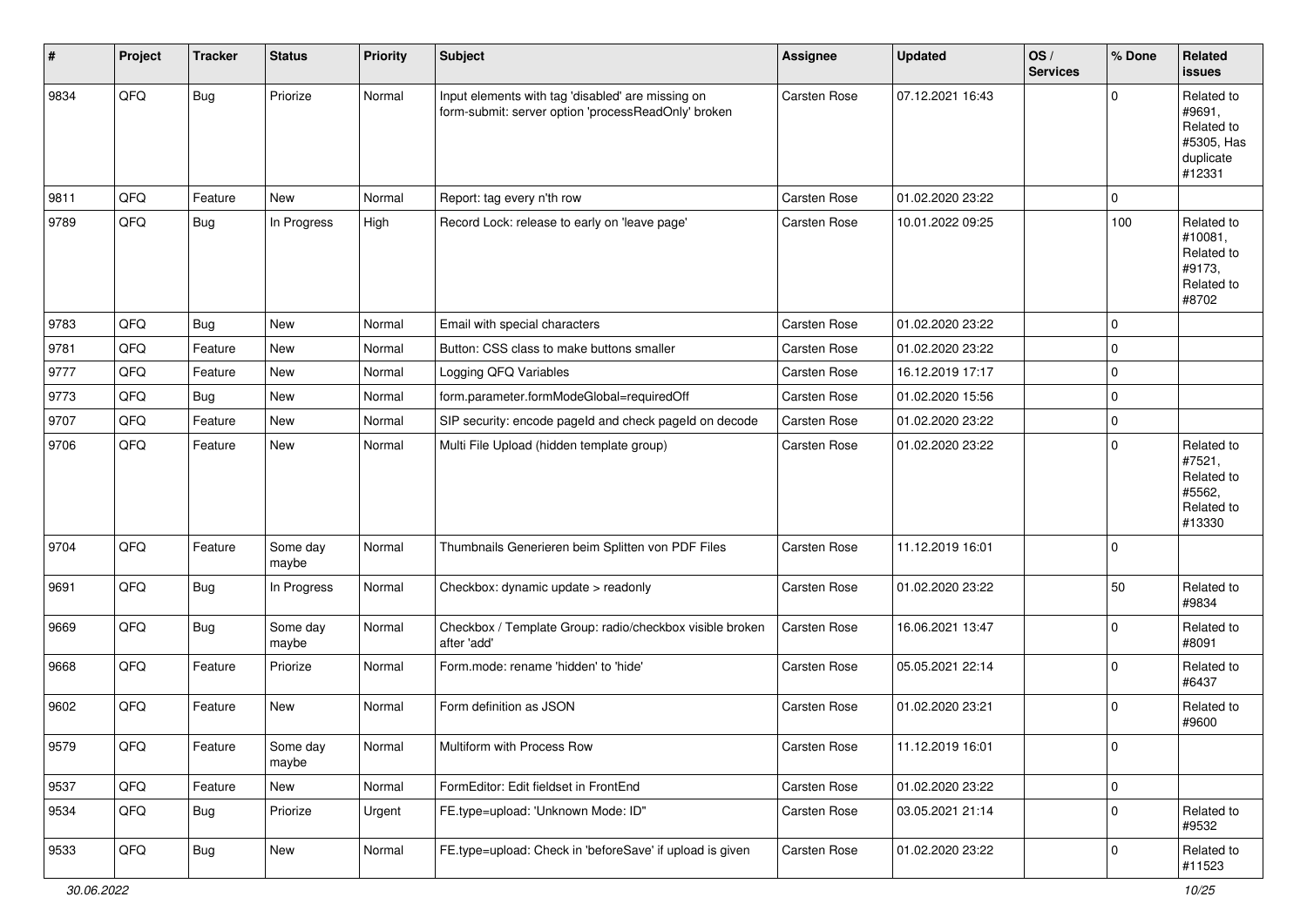| # | Project | Tracker | Status | Priority | Subject | Assignee | Updated | OS / Services | % Done | Related issues |
|---|---|---|---|---|---|---|---|---|---|---|
| 9834 | QFQ | Bug | Priorize | Normal | Input elements with tag 'disabled' are missing on form-submit: server option 'processReadOnly' broken | Carsten Rose | 07.12.2021 16:43 | | 0 | Related to #9691, Related to #5305, Has duplicate #12331 |
| 9811 | QFQ | Feature | New | Normal | Report: tag every n'th row | Carsten Rose | 01.02.2020 23:22 | | 0 | |
| 9789 | QFQ | Bug | In Progress | High | Record Lock: release to early on 'leave page' | Carsten Rose | 10.01.2022 09:25 | | 100 | Related to #10081, Related to #9173, Related to #8702 |
| 9783 | QFQ | Bug | New | Normal | Email with special characters | Carsten Rose | 01.02.2020 23:22 | | 0 | |
| 9781 | QFQ | Feature | New | Normal | Button: CSS class to make buttons smaller | Carsten Rose | 01.02.2020 23:22 | | 0 | |
| 9777 | QFQ | Feature | New | Normal | Logging QFQ Variables | Carsten Rose | 16.12.2019 17:17 | | 0 | |
| 9773 | QFQ | Bug | New | Normal | form.parameter.formModeGlobal=requiredOff | Carsten Rose | 01.02.2020 15:56 | | 0 | |
| 9707 | QFQ | Feature | New | Normal | SIP security: encode pageId and check pageId on decode | Carsten Rose | 01.02.2020 23:22 | | 0 | |
| 9706 | QFQ | Feature | New | Normal | Multi File Upload (hidden template group) | Carsten Rose | 01.02.2020 23:22 | | 0 | Related to #7521, Related to #5562, Related to #13330 |
| 9704 | QFQ | Feature | Some day maybe | Normal | Thumbnails Generieren beim Splitten von PDF Files | Carsten Rose | 11.12.2019 16:01 | | 0 | |
| 9691 | QFQ | Bug | In Progress | Normal | Checkbox: dynamic update > readonly | Carsten Rose | 01.02.2020 23:22 | | 50 | Related to #9834 |
| 9669 | QFQ | Bug | Some day maybe | Normal | Checkbox / Template Group: radio/checkbox visible broken after 'add' | Carsten Rose | 16.06.2021 13:47 | | 0 | Related to #8091 |
| 9668 | QFQ | Feature | Priorize | Normal | Form.mode: rename 'hidden' to 'hide' | Carsten Rose | 05.05.2021 22:14 | | 0 | Related to #6437 |
| 9602 | QFQ | Feature | New | Normal | Form definition as JSON | Carsten Rose | 01.02.2020 23:21 | | 0 | Related to #9600 |
| 9579 | QFQ | Feature | Some day maybe | Normal | Multiform with Process Row | Carsten Rose | 11.12.2019 16:01 | | 0 | |
| 9537 | QFQ | Feature | New | Normal | FormEditor: Edit fieldset in FrontEnd | Carsten Rose | 01.02.2020 23:22 | | 0 | |
| 9534 | QFQ | Bug | Priorize | Urgent | FE.type=upload: 'Unknown Mode: ID" | Carsten Rose | 03.05.2021 21:14 | | 0 | Related to #9532 |
| 9533 | QFQ | Bug | New | Normal | FE.type=upload: Check in 'beforeSave' if upload is given | Carsten Rose | 01.02.2020 23:22 | | 0 | Related to #11523 |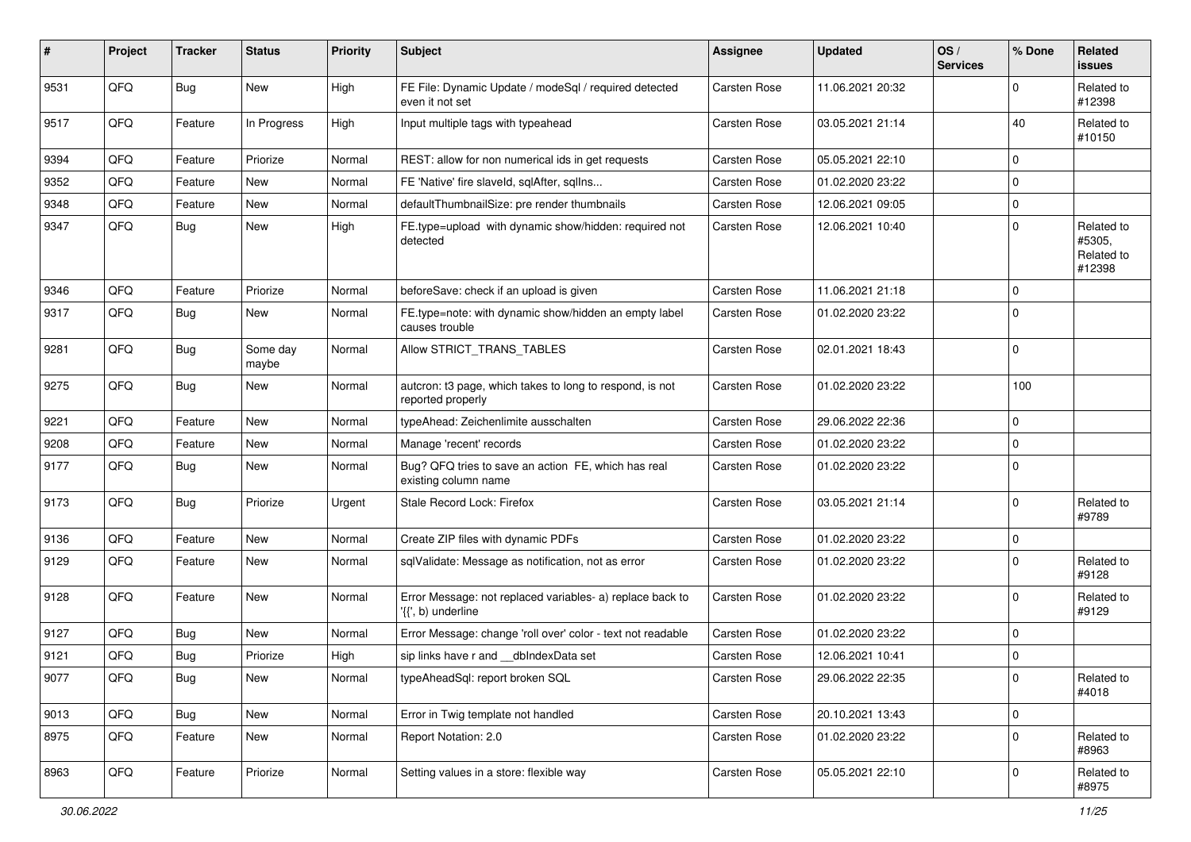| # | Project | Tracker | Status | Priority | Subject | Assignee | Updated | OS / Services | % Done | Related issues |
|---|---|---|---|---|---|---|---|---|---|---|
| 9531 | QFQ | Bug | New | High | FE File: Dynamic Update / modeSql / required detected even it not set | Carsten Rose | 11.06.2021 20:32 | | 0 | Related to #12398 |
| 9517 | QFQ | Feature | In Progress | High | Input multiple tags with typeahead | Carsten Rose | 03.05.2021 21:14 | | 40 | Related to #10150 |
| 9394 | QFQ | Feature | Priorize | Normal | REST: allow for non numerical ids in get requests | Carsten Rose | 05.05.2021 22:10 | | 0 | |
| 9352 | QFQ | Feature | New | Normal | FE 'Native' fire slaveId, sqlAfter, sqlIns... | Carsten Rose | 01.02.2020 23:22 | | 0 | |
| 9348 | QFQ | Feature | New | Normal | defaultThumbnailSize: pre render thumbnails | Carsten Rose | 12.06.2021 09:05 | | 0 | |
| 9347 | QFQ | Bug | New | High | FE.type=upload with dynamic show/hidden: required not detected | Carsten Rose | 12.06.2021 10:40 | | 0 | Related to #5305, Related to #12398 |
| 9346 | QFQ | Feature | Priorize | Normal | beforeSave: check if an upload is given | Carsten Rose | 11.06.2021 21:18 | | 0 | |
| 9317 | QFQ | Bug | New | Normal | FE.type=note: with dynamic show/hidden an empty label causes trouble | Carsten Rose | 01.02.2020 23:22 | | 0 | |
| 9281 | QFQ | Bug | Some day maybe | Normal | Allow STRICT_TRANS_TABLES | Carsten Rose | 02.01.2021 18:43 | | 0 | |
| 9275 | QFQ | Bug | New | Normal | autcron: t3 page, which takes to long to respond, is not reported properly | Carsten Rose | 01.02.2020 23:22 | | 100 | |
| 9221 | QFQ | Feature | New | Normal | typeAhead: Zeichenlimite ausschalten | Carsten Rose | 29.06.2022 22:36 | | 0 | |
| 9208 | QFQ | Feature | New | Normal | Manage 'recent' records | Carsten Rose | 01.02.2020 23:22 | | 0 | |
| 9177 | QFQ | Bug | New | Normal | Bug? QFQ tries to save an action FE, which has real existing column name | Carsten Rose | 01.02.2020 23:22 | | 0 | |
| 9173 | QFQ | Bug | Priorize | Urgent | Stale Record Lock: Firefox | Carsten Rose | 03.05.2021 21:14 | | 0 | Related to #9789 |
| 9136 | QFQ | Feature | New | Normal | Create ZIP files with dynamic PDFs | Carsten Rose | 01.02.2020 23:22 | | 0 | |
| 9129 | QFQ | Feature | New | Normal | sqlValidate: Message as notification, not as error | Carsten Rose | 01.02.2020 23:22 | | 0 | Related to #9128 |
| 9128 | QFQ | Feature | New | Normal | Error Message: not replaced variables- a) replace back to '{{', b) underline | Carsten Rose | 01.02.2020 23:22 | | 0 | Related to #9129 |
| 9127 | QFQ | Bug | New | Normal | Error Message: change 'roll over' color - text not readable | Carsten Rose | 01.02.2020 23:22 | | 0 | |
| 9121 | QFQ | Bug | Priorize | High | sip links have r and __dbIndexData set | Carsten Rose | 12.06.2021 10:41 | | 0 | |
| 9077 | QFQ | Bug | New | Normal | typeAheadSql: report broken SQL | Carsten Rose | 29.06.2022 22:35 | | 0 | Related to #4018 |
| 9013 | QFQ | Bug | New | Normal | Error in Twig template not handled | Carsten Rose | 20.10.2021 13:43 | | 0 | |
| 8975 | QFQ | Feature | New | Normal | Report Notation: 2.0 | Carsten Rose | 01.02.2020 23:22 | | 0 | Related to #8963 |
| 8963 | QFQ | Feature | Priorize | Normal | Setting values in a store: flexible way | Carsten Rose | 05.05.2021 22:10 | | 0 | Related to #8975 |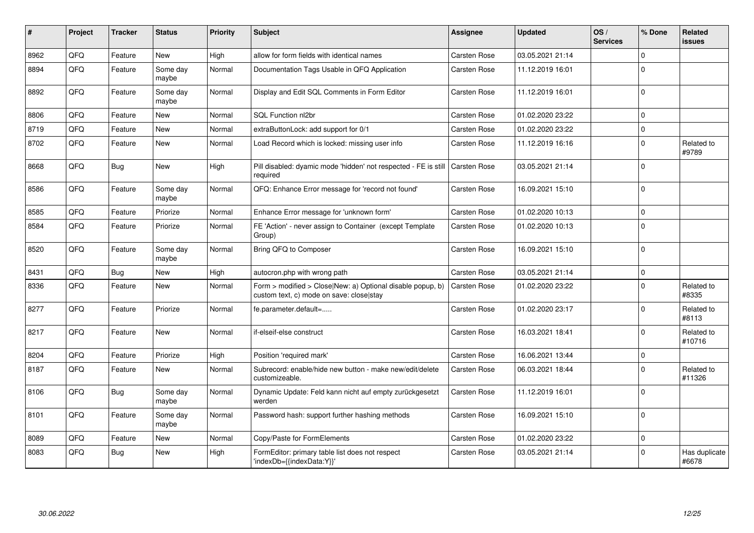| # | Project | Tracker | Status | Priority | Subject | Assignee | Updated | OS / Services | % Done | Related issues |
|---|---|---|---|---|---|---|---|---|---|---|
| 8962 | QFQ | Feature | New | High | allow for form fields with identical names | Carsten Rose | 03.05.2021 21:14 | | 0 | |
| 8894 | QFQ | Feature | Some day maybe | Normal | Documentation Tags Usable in QFQ Application | Carsten Rose | 11.12.2019 16:01 | | 0 | |
| 8892 | QFQ | Feature | Some day maybe | Normal | Display and Edit SQL Comments in Form Editor | Carsten Rose | 11.12.2019 16:01 | | 0 | |
| 8806 | QFQ | Feature | New | Normal | SQL Function nl2br | Carsten Rose | 01.02.2020 23:22 | | 0 | |
| 8719 | QFQ | Feature | New | Normal | extraButtonLock: add support for 0/1 | Carsten Rose | 01.02.2020 23:22 | | 0 | |
| 8702 | QFQ | Feature | New | Normal | Load Record which is locked: missing user info | Carsten Rose | 11.12.2019 16:16 | | 0 | Related to #9789 |
| 8668 | QFQ | Bug | New | High | Pill disabled: dyamic mode 'hidden' not respected - FE is still required | Carsten Rose | 03.05.2021 21:14 | | 0 | |
| 8586 | QFQ | Feature | Some day maybe | Normal | QFQ: Enhance Error message for 'record not found' | Carsten Rose | 16.09.2021 15:10 | | 0 | |
| 8585 | QFQ | Feature | Priorize | Normal | Enhance Error message for 'unknown form' | Carsten Rose | 01.02.2020 10:13 | | 0 | |
| 8584 | QFQ | Feature | Priorize | Normal | FE 'Action' - never assign to Container (except Template Group) | Carsten Rose | 01.02.2020 10:13 | | 0 | |
| 8520 | QFQ | Feature | Some day maybe | Normal | Bring QFQ to Composer | Carsten Rose | 16.09.2021 15:10 | | 0 | |
| 8431 | QFQ | Bug | New | High | autocron.php with wrong path | Carsten Rose | 03.05.2021 21:14 | | 0 | |
| 8336 | QFQ | Feature | New | Normal | Form > modified > Close\|New: a) Optional disable popup, b) custom text, c) mode on save: close\|stay | Carsten Rose | 01.02.2020 23:22 | | 0 | Related to #8335 |
| 8277 | QFQ | Feature | Priorize | Normal | fe.parameter.default=..... | Carsten Rose | 01.02.2020 23:17 | | 0 | Related to #8113 |
| 8217 | QFQ | Feature | New | Normal | if-elseif-else construct | Carsten Rose | 16.03.2021 18:41 | | 0 | Related to #10716 |
| 8204 | QFQ | Feature | Priorize | High | Position 'required mark' | Carsten Rose | 16.06.2021 13:44 | | 0 | |
| 8187 | QFQ | Feature | New | Normal | Subrecord: enable/hide new button - make new/edit/delete customizeable. | Carsten Rose | 06.03.2021 18:44 | | 0 | Related to #11326 |
| 8106 | QFQ | Bug | Some day maybe | Normal | Dynamic Update: Feld kann nicht auf empty zurückgesetzt werden | Carsten Rose | 11.12.2019 16:01 | | 0 | |
| 8101 | QFQ | Feature | Some day maybe | Normal | Password hash: support further hashing methods | Carsten Rose | 16.09.2021 15:10 | | 0 | |
| 8089 | QFQ | Feature | New | Normal | Copy/Paste for FormElements | Carsten Rose | 01.02.2020 23:22 | | 0 | |
| 8083 | QFQ | Bug | New | High | FormEditor: primary table list does not respect 'indexDb={{indexData:Y}}' | Carsten Rose | 03.05.2021 21:14 | | 0 | Has duplicate #6678 |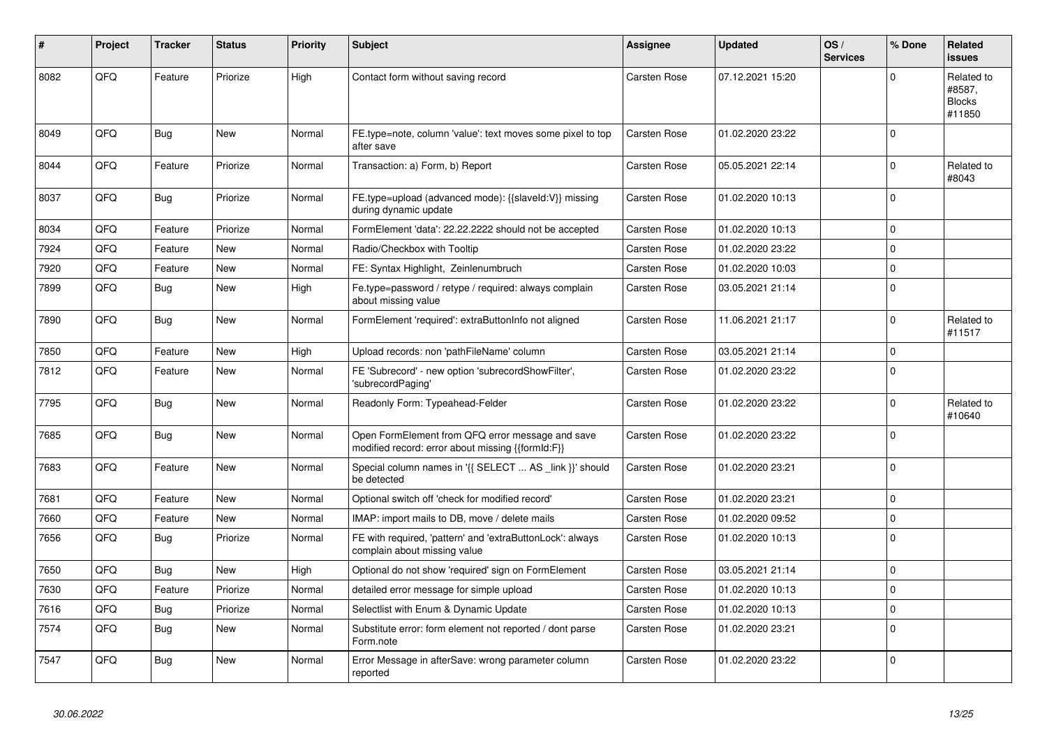| # | Project | Tracker | Status | Priority | Subject | Assignee | Updated | OS / Services | % Done | Related issues |
|---|---|---|---|---|---|---|---|---|---|---|
| 8082 | QFQ | Feature | Priorize | High | Contact form without saving record | Carsten Rose | 07.12.2021 15:20 | | 0 | Related to #8587, Blocks #11850 |
| 8049 | QFQ | Bug | New | Normal | FE.type=note, column 'value': text moves some pixel to top after save | Carsten Rose | 01.02.2020 23:22 | | 0 | |
| 8044 | QFQ | Feature | Priorize | Normal | Transaction: a) Form, b) Report | Carsten Rose | 05.05.2021 22:14 | | 0 | Related to #8043 |
| 8037 | QFQ | Bug | Priorize | Normal | FE.type=upload (advanced mode): {{slaveId:V}} missing during dynamic update | Carsten Rose | 01.02.2020 10:13 | | 0 | |
| 8034 | QFQ | Feature | Priorize | Normal | FormElement 'data': 22.22.2222 should not be accepted | Carsten Rose | 01.02.2020 10:13 | | 0 | |
| 7924 | QFQ | Feature | New | Normal | Radio/Checkbox with Tooltip | Carsten Rose | 01.02.2020 23:22 | | 0 | |
| 7920 | QFQ | Feature | New | Normal | FE: Syntax Highlight, Zeilenumbruch | Carsten Rose | 01.02.2020 10:03 | | 0 | |
| 7899 | QFQ | Bug | New | High | Fe.type=password / retype / required: always complain about missing value | Carsten Rose | 03.05.2021 21:14 | | 0 | |
| 7890 | QFQ | Bug | New | Normal | FormElement 'required': extraButtonInfo not aligned | Carsten Rose | 11.06.2021 21:17 | | 0 | Related to #11517 |
| 7850 | QFQ | Feature | New | High | Upload records: non 'pathFileName' column | Carsten Rose | 03.05.2021 21:14 | | 0 | |
| 7812 | QFQ | Feature | New | Normal | FE 'Subrecord' - new option 'subrecordShowFilter', 'subrecordPaging' | Carsten Rose | 01.02.2020 23:22 | | 0 | |
| 7795 | QFQ | Bug | New | Normal | Readonly Form: Typeahead-Felder | Carsten Rose | 01.02.2020 23:22 | | 0 | Related to #10640 |
| 7685 | QFQ | Bug | New | Normal | Open FormElement from QFQ error message and save modified record: error about missing {{formId:F}} | Carsten Rose | 01.02.2020 23:22 | | 0 | |
| 7683 | QFQ | Feature | New | Normal | Special column names in '{{ SELECT ... AS _link }}' should be detected | Carsten Rose | 01.02.2020 23:21 | | 0 | |
| 7681 | QFQ | Feature | New | Normal | Optional switch off 'check for modified record' | Carsten Rose | 01.02.2020 23:21 | | 0 | |
| 7660 | QFQ | Feature | New | Normal | IMAP: import mails to DB, move / delete mails | Carsten Rose | 01.02.2020 09:52 | | 0 | |
| 7656 | QFQ | Bug | Priorize | Normal | FE with required, 'pattern' and 'extraButtonLock': always complain about missing value | Carsten Rose | 01.02.2020 10:13 | | 0 | |
| 7650 | QFQ | Bug | New | High | Optional do not show 'required' sign on FormElement | Carsten Rose | 03.05.2021 21:14 | | 0 | |
| 7630 | QFQ | Feature | Priorize | Normal | detailed error message for simple upload | Carsten Rose | 01.02.2020 10:13 | | 0 | |
| 7616 | QFQ | Bug | Priorize | Normal | Selectlist with Enum & Dynamic Update | Carsten Rose | 01.02.2020 10:13 | | 0 | |
| 7574 | QFQ | Bug | New | Normal | Substitute error: form element not reported / dont parse Form.note | Carsten Rose | 01.02.2020 23:21 | | 0 | |
| 7547 | QFQ | Bug | New | Normal | Error Message in afterSave: wrong parameter column reported | Carsten Rose | 01.02.2020 23:22 | | 0 | |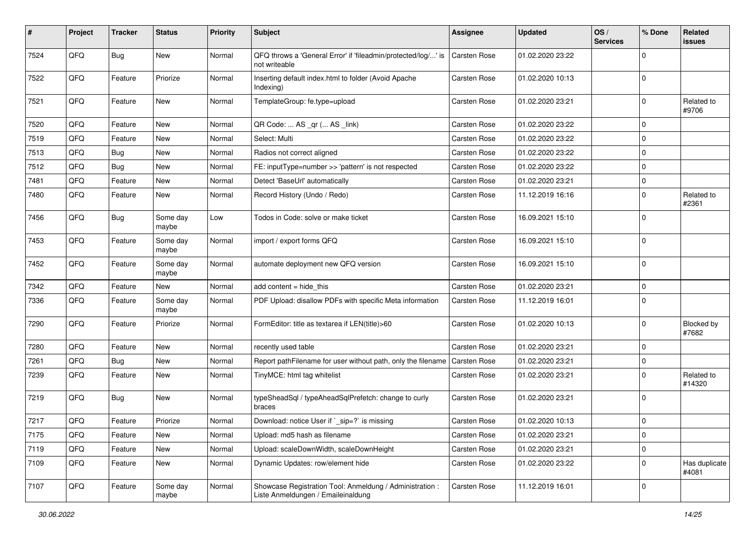| # | Project | Tracker | Status | Priority | Subject | Assignee | Updated | OS / Services | % Done | Related issues |
|---|---|---|---|---|---|---|---|---|---|---|
| 7524 | QFQ | Bug | New | Normal | QFQ throws a 'General Error' if 'fileadmin/protected/log/...' is not writeable | Carsten Rose | 01.02.2020 23:22 | | 0 | |
| 7522 | QFQ | Feature | Priorize | Normal | Inserting default index.html to folder (Avoid Apache Indexing) | Carsten Rose | 01.02.2020 10:13 | | 0 | |
| 7521 | QFQ | Feature | New | Normal | TemplateGroup: fe.type=upload | Carsten Rose | 01.02.2020 23:21 | | 0 | Related to #9706 |
| 7520 | QFQ | Feature | New | Normal | QR Code: ... AS _qr ( ... AS _link) | Carsten Rose | 01.02.2020 23:22 | | 0 | |
| 7519 | QFQ | Feature | New | Normal | Select: Multi | Carsten Rose | 01.02.2020 23:22 | | 0 | |
| 7513 | QFQ | Bug | New | Normal | Radios not correct aligned | Carsten Rose | 01.02.2020 23:22 | | 0 | |
| 7512 | QFQ | Bug | New | Normal | FE: inputType=number >> 'pattern' is not respected | Carsten Rose | 01.02.2020 23:22 | | 0 | |
| 7481 | QFQ | Feature | New | Normal | Detect 'BaseUrl' automatically | Carsten Rose | 01.02.2020 23:21 | | 0 | |
| 7480 | QFQ | Feature | New | Normal | Record History (Undo / Redo) | Carsten Rose | 11.12.2019 16:16 | | 0 | Related to #2361 |
| 7456 | QFQ | Bug | Some day maybe | Low | Todos in Code: solve or make ticket | Carsten Rose | 16.09.2021 15:10 | | 0 | |
| 7453 | QFQ | Feature | Some day maybe | Normal | import / export forms QFQ | Carsten Rose | 16.09.2021 15:10 | | 0 | |
| 7452 | QFQ | Feature | Some day maybe | Normal | automate deployment new QFQ version | Carsten Rose | 16.09.2021 15:10 | | 0 | |
| 7342 | QFQ | Feature | New | Normal | add content = hide_this | Carsten Rose | 01.02.2020 23:21 | | 0 | |
| 7336 | QFQ | Feature | Some day maybe | Normal | PDF Upload: disallow PDFs with specific Meta information | Carsten Rose | 11.12.2019 16:01 | | 0 | |
| 7290 | QFQ | Feature | Priorize | Normal | FormEditor: title as textarea if LEN(title)>60 | Carsten Rose | 01.02.2020 10:13 | | 0 | Blocked by #7682 |
| 7280 | QFQ | Feature | New | Normal | recently used table | Carsten Rose | 01.02.2020 23:21 | | 0 | |
| 7261 | QFQ | Bug | New | Normal | Report pathFilename for user without path, only the filename | Carsten Rose | 01.02.2020 23:21 | | 0 | |
| 7239 | QFQ | Feature | New | Normal | TinyMCE: html tag whitelist | Carsten Rose | 01.02.2020 23:21 | | 0 | Related to #14320 |
| 7219 | QFQ | Bug | New | Normal | typeSheadSql / typeAheadSqlPrefetch: change to curly braces | Carsten Rose | 01.02.2020 23:21 | | 0 | |
| 7217 | QFQ | Feature | Priorize | Normal | Download: notice User if `_sip=?` is missing | Carsten Rose | 01.02.2020 10:13 | | 0 | |
| 7175 | QFQ | Feature | New | Normal | Upload: md5 hash as filename | Carsten Rose | 01.02.2020 23:21 | | 0 | |
| 7119 | QFQ | Feature | New | Normal | Upload: scaleDownWidth, scaleDownHeight | Carsten Rose | 01.02.2020 23:21 | | 0 | |
| 7109 | QFQ | Feature | New | Normal | Dynamic Updates: row/element hide | Carsten Rose | 01.02.2020 23:22 | | 0 | Has duplicate #4081 |
| 7107 | QFQ | Feature | Some day maybe | Normal | Showcase Registration Tool: Anmeldung / Administration : Liste Anmeldungen / Emaileinaldung | Carsten Rose | 11.12.2019 16:01 | | 0 | |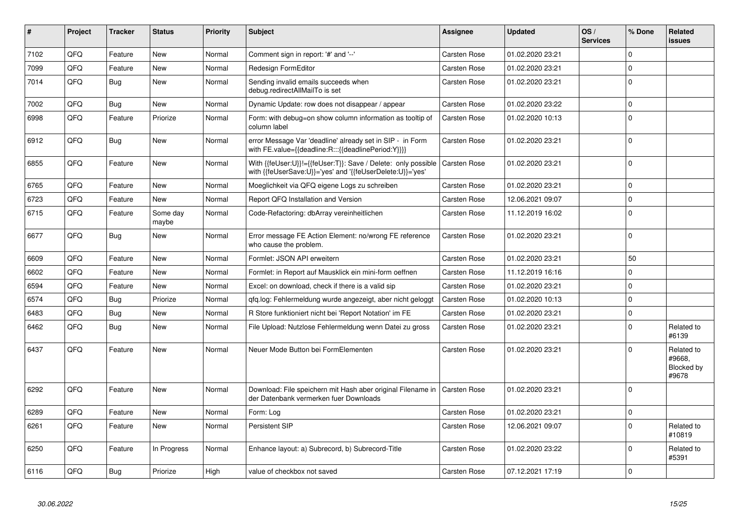| # | Project | Tracker | Status | Priority | Subject | Assignee | Updated | OS / Services | % Done | Related issues |
|---|---|---|---|---|---|---|---|---|---|---|
| 7102 | QFQ | Feature | New | Normal | Comment sign in report: '#' and '--' | Carsten Rose | 01.02.2020 23:21 | | 0 | |
| 7099 | QFQ | Feature | New | Normal | Redesign FormEditor | Carsten Rose | 01.02.2020 23:21 | | 0 | |
| 7014 | QFQ | Bug | New | Normal | Sending invalid emails succeeds when debug.redirectAllMailTo is set | Carsten Rose | 01.02.2020 23:21 | | 0 | |
| 7002 | QFQ | Bug | New | Normal | Dynamic Update: row does not disappear / appear | Carsten Rose | 01.02.2020 23:22 | | 0 | |
| 6998 | QFQ | Feature | Priorize | Normal | Form: with debug=on show column information as tooltip of column label | Carsten Rose | 01.02.2020 10:13 | | 0 | |
| 6912 | QFQ | Bug | New | Normal | error Message Var 'deadline' already set in SIP - in Form with FE.value={{deadline:R:::{{deadlinePeriod:Y}}}} | Carsten Rose | 01.02.2020 23:21 | | 0 | |
| 6855 | QFQ | Feature | New | Normal | With {{feUser:U}}!={{feUser:T}}: Save / Delete: only possible with {{feUserSave:U}}='yes' and '{{feUserDelete:U}}='yes' | Carsten Rose | 01.02.2020 23:21 | | 0 | |
| 6765 | QFQ | Feature | New | Normal | Moeglichkeit via QFQ eigene Logs zu schreiben | Carsten Rose | 01.02.2020 23:21 | | 0 | |
| 6723 | QFQ | Feature | New | Normal | Report QFQ Installation and Version | Carsten Rose | 12.06.2021 09:07 | | 0 | |
| 6715 | QFQ | Feature | Some day maybe | Normal | Code-Refactoring: dbArray vereinheitlichen | Carsten Rose | 11.12.2019 16:02 | | 0 | |
| 6677 | QFQ | Bug | New | Normal | Error message FE Action Element: no/wrong FE reference who cause the problem. | Carsten Rose | 01.02.2020 23:21 | | 0 | |
| 6609 | QFQ | Feature | New | Normal | Formlet: JSON API erweitern | Carsten Rose | 01.02.2020 23:21 | | 50 | |
| 6602 | QFQ | Feature | New | Normal | Formlet: in Report auf Mausklick ein mini-form oeffnen | Carsten Rose | 11.12.2019 16:16 | | 0 | |
| 6594 | QFQ | Feature | New | Normal | Excel: on download, check if there is a valid sip | Carsten Rose | 01.02.2020 23:21 | | 0 | |
| 6574 | QFQ | Bug | Priorize | Normal | qfq.log: Fehlermeldung wurde angezeigt, aber nicht geloggt | Carsten Rose | 01.02.2020 10:13 | | 0 | |
| 6483 | QFQ | Bug | New | Normal | R Store funktioniert nicht bei 'Report Notation' im FE | Carsten Rose | 01.02.2020 23:21 | | 0 | |
| 6462 | QFQ | Bug | New | Normal | File Upload: Nutzlose Fehlermeldung wenn Datei zu gross | Carsten Rose | 01.02.2020 23:21 | | 0 | Related to #6139 |
| 6437 | QFQ | Feature | New | Normal | Neuer Mode Button bei FormElementen | Carsten Rose | 01.02.2020 23:21 | | 0 | Related to #9668, Blocked by #9678 |
| 6292 | QFQ | Feature | New | Normal | Download: File speichern mit Hash aber original Filename in der Datenbank vermerken fuer Downloads | Carsten Rose | 01.02.2020 23:21 | | 0 | |
| 6289 | QFQ | Feature | New | Normal | Form: Log | Carsten Rose | 01.02.2020 23:21 | | 0 | |
| 6261 | QFQ | Feature | New | Normal | Persistent SIP | Carsten Rose | 12.06.2021 09:07 | | 0 | Related to #10819 |
| 6250 | QFQ | Feature | In Progress | Normal | Enhance layout: a) Subrecord, b) Subrecord-Title | Carsten Rose | 01.02.2020 23:22 | | 0 | Related to #5391 |
| 6116 | QFQ | Bug | Priorize | High | value of checkbox not saved | Carsten Rose | 07.12.2021 17:19 | | 0 | |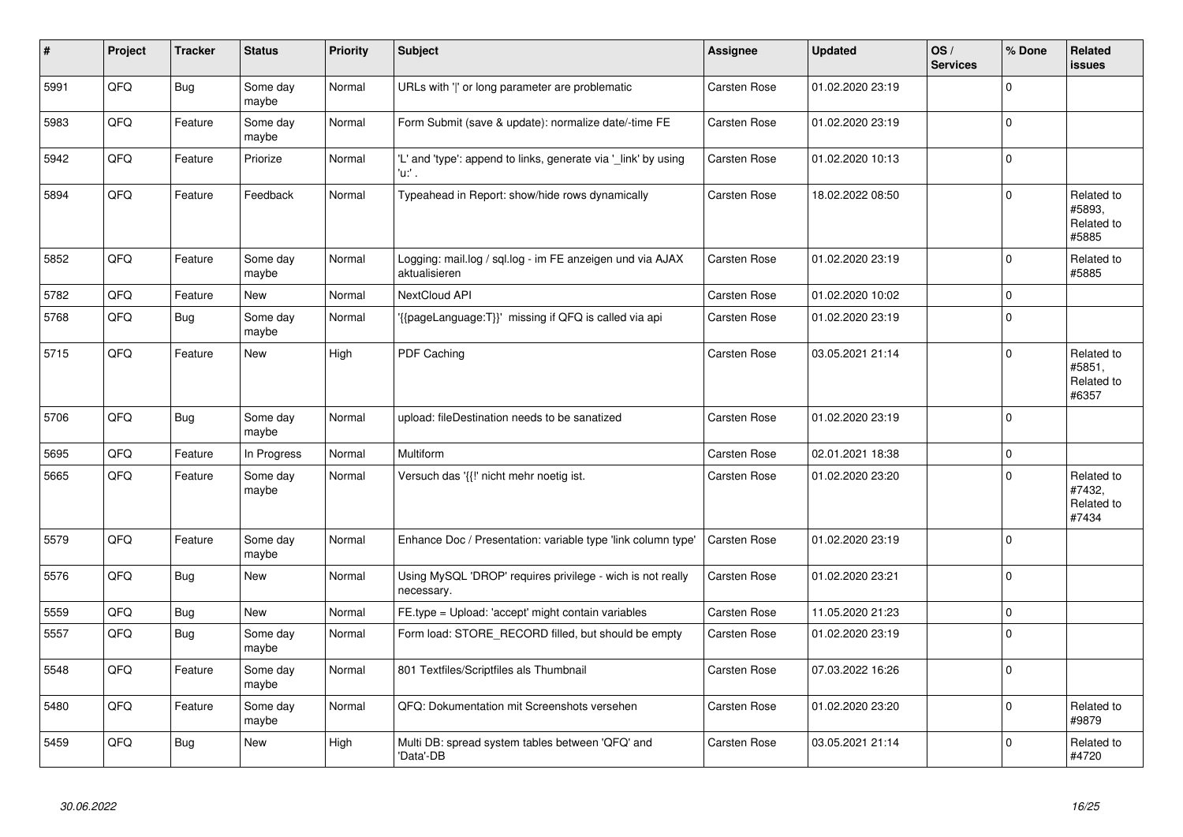| # | Project | Tracker | Status | Priority | Subject | Assignee | Updated | OS / Services | % Done | Related issues |
|---|---|---|---|---|---|---|---|---|---|---|
| 5991 | QFQ | Bug | Some day maybe | Normal | URLs with '\|' or long parameter are problematic | Carsten Rose | 01.02.2020 23:19 | | 0 | |
| 5983 | QFQ | Feature | Some day maybe | Normal | Form Submit (save & update): normalize date/-time FE | Carsten Rose | 01.02.2020 23:19 | | 0 | |
| 5942 | QFQ | Feature | Priorize | Normal | 'L' and 'type': append to links, generate via '_link' by using 'u:' . | Carsten Rose | 01.02.2020 10:13 | | 0 | |
| 5894 | QFQ | Feature | Feedback | Normal | Typeahead in Report: show/hide rows dynamically | Carsten Rose | 18.02.2022 08:50 | | 0 | Related to #5893, Related to #5885 |
| 5852 | QFQ | Feature | Some day maybe | Normal | Logging: mail.log / sql.log - im FE anzeigen und via AJAX aktualisieren | Carsten Rose | 01.02.2020 23:19 | | 0 | Related to #5885 |
| 5782 | QFQ | Feature | New | Normal | NextCloud API | Carsten Rose | 01.02.2020 10:02 | | 0 | |
| 5768 | QFQ | Bug | Some day maybe | Normal | '{{pageLanguage:T}}' missing if QFQ is called via api | Carsten Rose | 01.02.2020 23:19 | | 0 | |
| 5715 | QFQ | Feature | New | High | PDF Caching | Carsten Rose | 03.05.2021 21:14 | | 0 | Related to #5851, Related to #6357 |
| 5706 | QFQ | Bug | Some day maybe | Normal | upload: fileDestination needs to be sanatized | Carsten Rose | 01.02.2020 23:19 | | 0 | |
| 5695 | QFQ | Feature | In Progress | Normal | Multiform | Carsten Rose | 02.01.2021 18:38 | | 0 | |
| 5665 | QFQ | Feature | Some day maybe | Normal | Versuch das '{{!' nicht mehr noetig ist. | Carsten Rose | 01.02.2020 23:20 | | 0 | Related to #7432, Related to #7434 |
| 5579 | QFQ | Feature | Some day maybe | Normal | Enhance Doc / Presentation: variable type 'link column type' | Carsten Rose | 01.02.2020 23:19 | | 0 | |
| 5576 | QFQ | Bug | New | Normal | Using MySQL 'DROP' requires privilege - wich is not really necessary. | Carsten Rose | 01.02.2020 23:21 | | 0 | |
| 5559 | QFQ | Bug | New | Normal | FE.type = Upload: 'accept' might contain variables | Carsten Rose | 11.05.2020 21:23 | | 0 | |
| 5557 | QFQ | Bug | Some day maybe | Normal | Form load: STORE_RECORD filled, but should be empty | Carsten Rose | 01.02.2020 23:19 | | 0 | |
| 5548 | QFQ | Feature | Some day maybe | Normal | 801 Textfiles/Scriptfiles als Thumbnail | Carsten Rose | 07.03.2022 16:26 | | 0 | |
| 5480 | QFQ | Feature | Some day maybe | Normal | QFQ: Dokumentation mit Screenshots versehen | Carsten Rose | 01.02.2020 23:20 | | 0 | Related to #9879 |
| 5459 | QFQ | Bug | New | High | Multi DB: spread system tables between 'QFQ' and 'Data'-DB | Carsten Rose | 03.05.2021 21:14 | | 0 | Related to #4720 |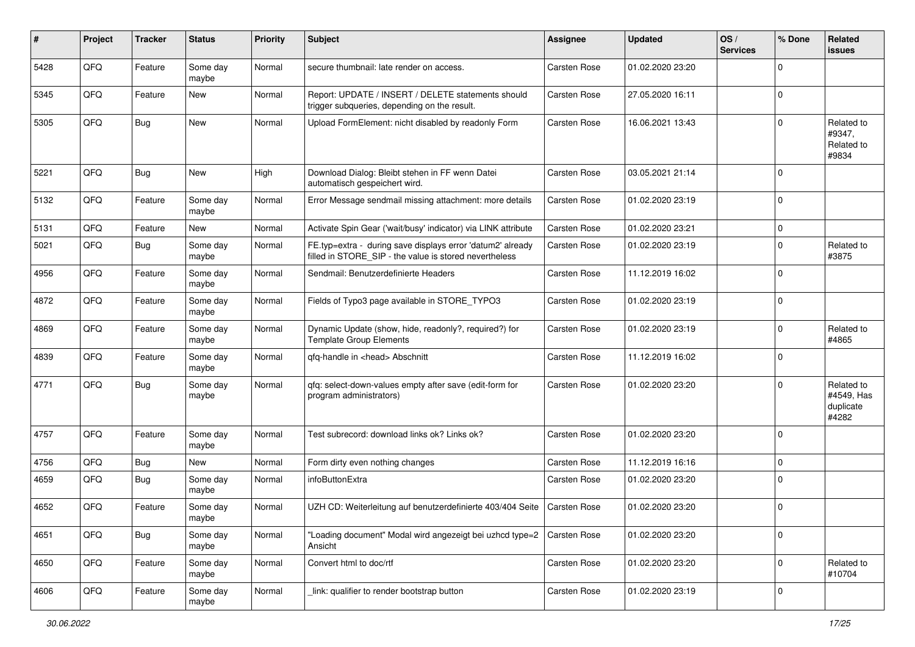| # | Project | Tracker | Status | Priority | Subject | Assignee | Updated | OS / Services | % Done | Related issues |
|---|---|---|---|---|---|---|---|---|---|---|
| 5428 | QFQ | Feature | Some day maybe | Normal | secure thumbnail: late render on access. | Carsten Rose | 01.02.2020 23:20 | | 0 | |
| 5345 | QFQ | Feature | New | Normal | Report: UPDATE / INSERT / DELETE statements should trigger subqueries, depending on the result. | Carsten Rose | 27.05.2020 16:11 | | 0 | |
| 5305 | QFQ | Bug | New | Normal | Upload FormElement: nicht disabled by readonly Form | Carsten Rose | 16.06.2021 13:43 | | 0 | Related to #9347, Related to #9834 |
| 5221 | QFQ | Bug | New | High | Download Dialog: Bleibt stehen in FF wenn Datei automatisch gespeichert wird. | Carsten Rose | 03.05.2021 21:14 | | 0 | |
| 5132 | QFQ | Feature | Some day maybe | Normal | Error Message sendmail missing attachment: more details | Carsten Rose | 01.02.2020 23:19 | | 0 | |
| 5131 | QFQ | Feature | New | Normal | Activate Spin Gear ('wait/busy' indicator) via LINK attribute | Carsten Rose | 01.02.2020 23:21 | | 0 | |
| 5021 | QFQ | Bug | Some day maybe | Normal | FE.typ=extra - during save displays error 'datum2' already filled in STORE_SIP - the value is stored nevertheless | Carsten Rose | 01.02.2020 23:19 | | 0 | Related to #3875 |
| 4956 | QFQ | Feature | Some day maybe | Normal | Sendmail: Benutzerdefinierte Headers | Carsten Rose | 11.12.2019 16:02 | | 0 | |
| 4872 | QFQ | Feature | Some day maybe | Normal | Fields of Typo3 page available in STORE_TYPO3 | Carsten Rose | 01.02.2020 23:19 | | 0 | |
| 4869 | QFQ | Feature | Some day maybe | Normal | Dynamic Update (show, hide, readonly?, required?) for Template Group Elements | Carsten Rose | 01.02.2020 23:19 | | 0 | Related to #4865 |
| 4839 | QFQ | Feature | Some day maybe | Normal | qfq-handle in <head> Abschnitt | Carsten Rose | 11.12.2019 16:02 | | 0 | |
| 4771 | QFQ | Bug | Some day maybe | Normal | qfq: select-down-values empty after save (edit-form for program administrators) | Carsten Rose | 01.02.2020 23:20 | | 0 | Related to #4549, Has duplicate #4282 |
| 4757 | QFQ | Feature | Some day maybe | Normal | Test subrecord: download links ok? Links ok? | Carsten Rose | 01.02.2020 23:20 | | 0 | |
| 4756 | QFQ | Bug | New | Normal | Form dirty even nothing changes | Carsten Rose | 11.12.2019 16:16 | | 0 | |
| 4659 | QFQ | Bug | Some day maybe | Normal | infoButtonExtra | Carsten Rose | 01.02.2020 23:20 | | 0 | |
| 4652 | QFQ | Feature | Some day maybe | Normal | UZH CD: Weiterleitung auf benutzerdefinierte 403/404 Seite | Carsten Rose | 01.02.2020 23:20 | | 0 | |
| 4651 | QFQ | Bug | Some day maybe | Normal | "Loading document" Modal wird angezeigt bei uzhcd type=2 Ansicht | Carsten Rose | 01.02.2020 23:20 | | 0 | |
| 4650 | QFQ | Feature | Some day maybe | Normal | Convert html to doc/rtf | Carsten Rose | 01.02.2020 23:20 | | 0 | Related to #10704 |
| 4606 | QFQ | Feature | Some day maybe | Normal | _link: qualifier to render bootstrap button | Carsten Rose | 01.02.2020 23:19 | | 0 | |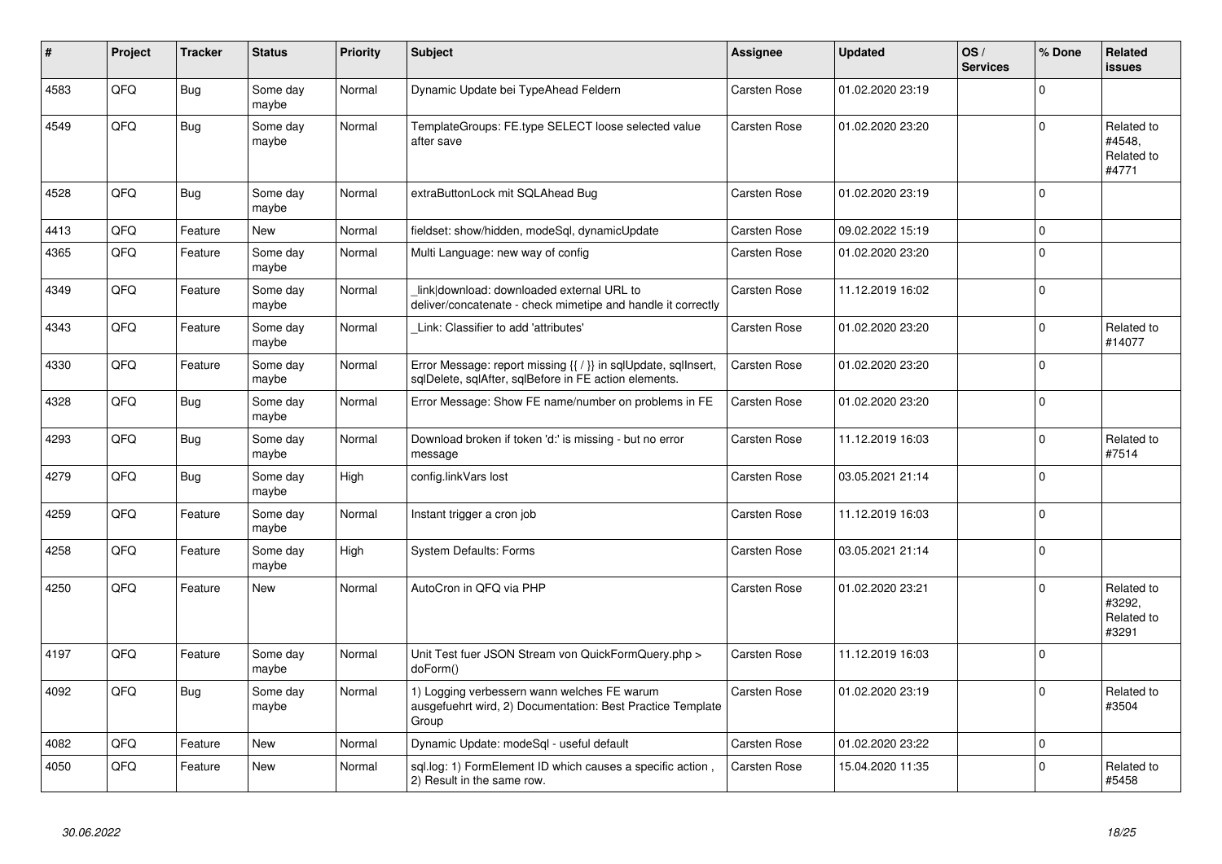| # | Project | Tracker | Status | Priority | Subject | Assignee | Updated | OS / Services | % Done | Related issues |
|---|---|---|---|---|---|---|---|---|---|---|
| 4583 | QFQ | Bug | Some day maybe | Normal | Dynamic Update bei TypeAhead Feldern | Carsten Rose | 01.02.2020 23:19 | | 0 | |
| 4549 | QFQ | Bug | Some day maybe | Normal | TemplateGroups: FE.type SELECT loose selected value after save | Carsten Rose | 01.02.2020 23:20 | | 0 | Related to #4548, Related to #4771 |
| 4528 | QFQ | Bug | Some day maybe | Normal | extraButtonLock mit SQLAhead Bug | Carsten Rose | 01.02.2020 23:19 | | 0 | |
| 4413 | QFQ | Feature | New | Normal | fieldset: show/hidden, modeSql, dynamicUpdate | Carsten Rose | 09.02.2022 15:19 | | 0 | |
| 4365 | QFQ | Feature | Some day maybe | Normal | Multi Language: new way of config | Carsten Rose | 01.02.2020 23:20 | | 0 | |
| 4349 | QFQ | Feature | Some day maybe | Normal | _link\|download: downloaded external URL to deliver/concatenate - check mimetipe and handle it correctly | Carsten Rose | 11.12.2019 16:02 | | 0 | |
| 4343 | QFQ | Feature | Some day maybe | Normal | _Link: Classifier to add 'attributes' | Carsten Rose | 01.02.2020 23:20 | | 0 | Related to #14077 |
| 4330 | QFQ | Feature | Some day maybe | Normal | Error Message: report missing {{ / }} in sqlUpdate, sqlInsert, sqlDelete, sqlAfter, sqlBefore in FE action elements. | Carsten Rose | 01.02.2020 23:20 | | 0 | |
| 4328 | QFQ | Bug | Some day maybe | Normal | Error Message: Show FE name/number on problems in FE | Carsten Rose | 01.02.2020 23:20 | | 0 | |
| 4293 | QFQ | Bug | Some day maybe | Normal | Download broken if token 'd:' is missing - but no error message | Carsten Rose | 11.12.2019 16:03 | | 0 | Related to #7514 |
| 4279 | QFQ | Bug | Some day maybe | High | config.linkVars lost | Carsten Rose | 03.05.2021 21:14 | | 0 | |
| 4259 | QFQ | Feature | Some day maybe | Normal | Instant trigger a cron job | Carsten Rose | 11.12.2019 16:03 | | 0 | |
| 4258 | QFQ | Feature | Some day maybe | High | System Defaults: Forms | Carsten Rose | 03.05.2021 21:14 | | 0 | |
| 4250 | QFQ | Feature | New | Normal | AutoCron in QFQ via PHP | Carsten Rose | 01.02.2020 23:21 | | 0 | Related to #3292, Related to #3291 |
| 4197 | QFQ | Feature | Some day maybe | Normal | Unit Test fuer JSON Stream von QuickFormQuery.php > doForm() | Carsten Rose | 11.12.2019 16:03 | | 0 | |
| 4092 | QFQ | Bug | Some day maybe | Normal | 1) Logging verbessern wann welches FE warum ausgefuehrt wird, 2) Documentation: Best Practice Template Group | Carsten Rose | 01.02.2020 23:19 | | 0 | Related to #3504 |
| 4082 | QFQ | Feature | New | Normal | Dynamic Update: modeSql - useful default | Carsten Rose | 01.02.2020 23:22 | | 0 | |
| 4050 | QFQ | Feature | New | Normal | sql.log: 1) FormElement ID which causes a specific action , 2) Result in the same row. | Carsten Rose | 15.04.2020 11:35 | | 0 | Related to #5458 |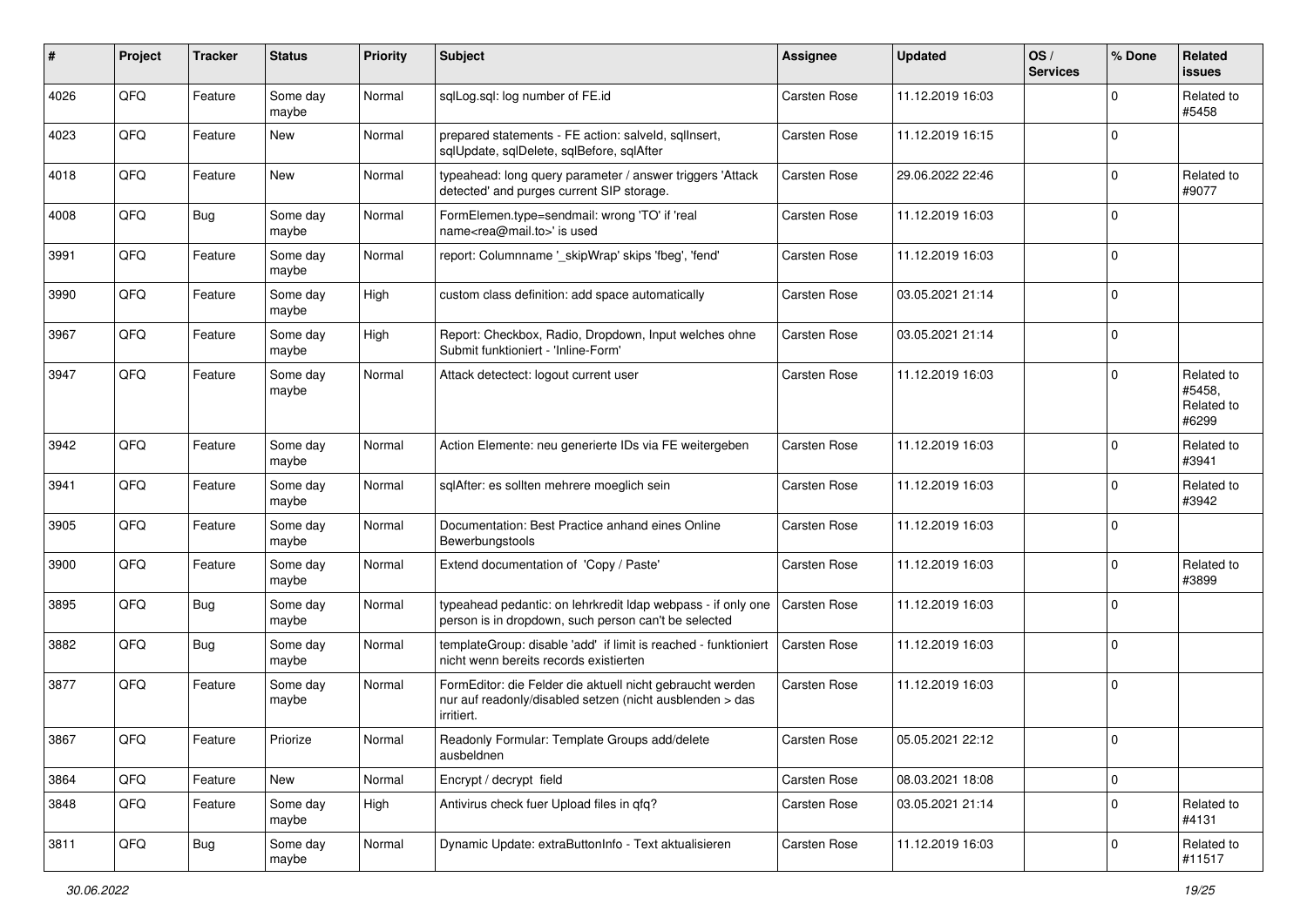| # | Project | Tracker | Status | Priority | Subject | Assignee | Updated | OS / Services | % Done | Related issues |
|---|---|---|---|---|---|---|---|---|---|---|
| 4026 | QFQ | Feature | Some day maybe | Normal | sqlLog.sql: log number of FE.id | Carsten Rose | 11.12.2019 16:03 | | 0 | Related to #5458 |
| 4023 | QFQ | Feature | New | Normal | prepared statements - FE action: salveld, sqlInsert, sqlUpdate, sqlDelete, sqlBefore, sqlAfter | Carsten Rose | 11.12.2019 16:15 | | 0 | |
| 4018 | QFQ | Feature | New | Normal | typeahead: long query parameter / answer triggers 'Attack detected' and purges current SIP storage. | Carsten Rose | 29.06.2022 22:46 | | 0 | Related to #9077 |
| 4008 | QFQ | Bug | Some day maybe | Normal | FormElemen.type=sendmail: wrong 'TO' if 'real name<rea@mail.to>' is used | Carsten Rose | 11.12.2019 16:03 | | 0 | |
| 3991 | QFQ | Feature | Some day maybe | Normal | report: Columnname '_skipWrap' skips 'fbeg', 'fend' | Carsten Rose | 11.12.2019 16:03 | | 0 | |
| 3990 | QFQ | Feature | Some day maybe | High | custom class definition: add space automatically | Carsten Rose | 03.05.2021 21:14 | | 0 | |
| 3967 | QFQ | Feature | Some day maybe | High | Report: Checkbox, Radio, Dropdown, Input welches ohne Submit funktioniert - 'Inline-Form' | Carsten Rose | 03.05.2021 21:14 | | 0 | |
| 3947 | QFQ | Feature | Some day maybe | Normal | Attack detectect: logout current user | Carsten Rose | 11.12.2019 16:03 | | 0 | Related to #5458, Related to #6299 |
| 3942 | QFQ | Feature | Some day maybe | Normal | Action Elemente: neu generierte IDs via FE weitergeben | Carsten Rose | 11.12.2019 16:03 | | 0 | Related to #3941 |
| 3941 | QFQ | Feature | Some day maybe | Normal | sqlAfter: es sollten mehrere moeglich sein | Carsten Rose | 11.12.2019 16:03 | | 0 | Related to #3942 |
| 3905 | QFQ | Feature | Some day maybe | Normal | Documentation: Best Practice anhand eines Online Bewerbungstools | Carsten Rose | 11.12.2019 16:03 | | 0 | |
| 3900 | QFQ | Feature | Some day maybe | Normal | Extend documentation of 'Copy / Paste' | Carsten Rose | 11.12.2019 16:03 | | 0 | Related to #3899 |
| 3895 | QFQ | Bug | Some day maybe | Normal | typeahead pedantic: on lehrkredit ldap webpass - if only one person is in dropdown, such person can't be selected | Carsten Rose | 11.12.2019 16:03 | | 0 | |
| 3882 | QFQ | Bug | Some day maybe | Normal | templateGroup: disable 'add' if limit is reached - funktioniert nicht wenn bereits records existierten | Carsten Rose | 11.12.2019 16:03 | | 0 | |
| 3877 | QFQ | Feature | Some day maybe | Normal | FormEditor: die Felder die aktuell nicht gebraucht werden nur auf readonly/disabled setzen (nicht ausblenden > das irritiert. | Carsten Rose | 11.12.2019 16:03 | | 0 | |
| 3867 | QFQ | Feature | Priorize | Normal | Readonly Formular: Template Groups add/delete ausbeldnen | Carsten Rose | 05.05.2021 22:12 | | 0 | |
| 3864 | QFQ | Feature | New | Normal | Encrypt / decrypt field | Carsten Rose | 08.03.2021 18:08 | | 0 | |
| 3848 | QFQ | Feature | Some day maybe | High | Antivirus check fuer Upload files in qfq? | Carsten Rose | 03.05.2021 21:14 | | 0 | Related to #4131 |
| 3811 | QFQ | Bug | Some day maybe | Normal | Dynamic Update: extraButtonInfo - Text aktualisieren | Carsten Rose | 11.12.2019 16:03 | | 0 | Related to #11517 |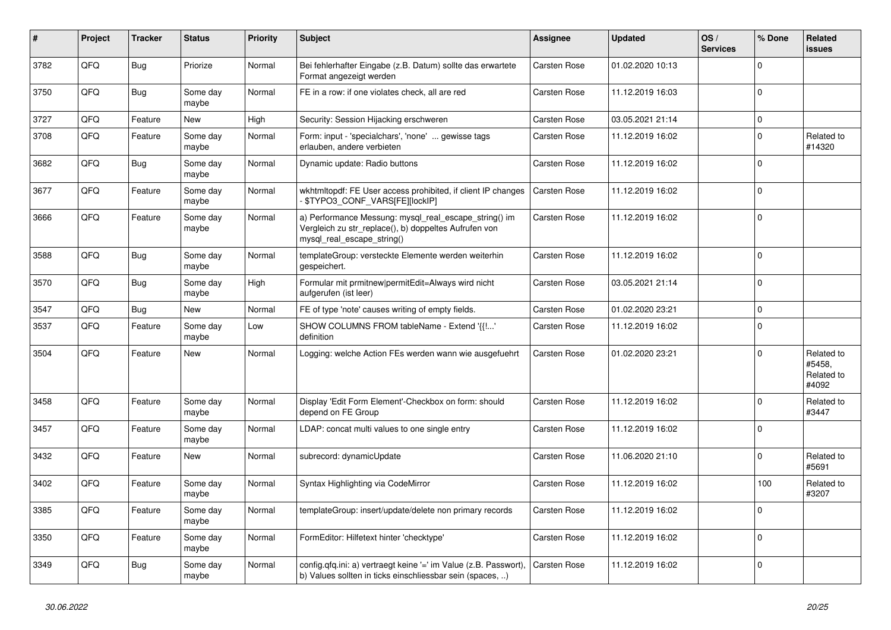| # | Project | Tracker | Status | Priority | Subject | Assignee | Updated | OS / Services | % Done | Related issues |
|---|---|---|---|---|---|---|---|---|---|---|
| 3782 | QFQ | Bug | Priorize | Normal | Bei fehlerhafter Eingabe (z.B. Datum) sollte das erwartete Format angezeigt werden | Carsten Rose | 01.02.2020 10:13 | | 0 | |
| 3750 | QFQ | Bug | Some day maybe | Normal | FE in a row: if one violates check, all are red | Carsten Rose | 11.12.2019 16:03 | | 0 | |
| 3727 | QFQ | Feature | New | High | Security: Session Hijacking erschweren | Carsten Rose | 03.05.2021 21:14 | | 0 | |
| 3708 | QFQ | Feature | Some day maybe | Normal | Form: input - 'specialchars', 'none' ... gewisse tags erlauben, andere verbieten | Carsten Rose | 11.12.2019 16:02 | | 0 | Related to #14320 |
| 3682 | QFQ | Bug | Some day maybe | Normal | Dynamic update: Radio buttons | Carsten Rose | 11.12.2019 16:02 | | 0 | |
| 3677 | QFQ | Feature | Some day maybe | Normal | wkhtmltopdf: FE User access prohibited, if client IP changes - $TYPO3_CONF_VARS[FE][lockIP] | Carsten Rose | 11.12.2019 16:02 | | 0 | |
| 3666 | QFQ | Feature | Some day maybe | Normal | a) Performance Messung: mysql_real_escape_string() im Vergleich zu str_replace(), b) doppeltes Aufrufen von mysql_real_escape_string() | Carsten Rose | 11.12.2019 16:02 | | 0 | |
| 3588 | QFQ | Bug | Some day maybe | Normal | templateGroup: versteckte Elemente werden weiterhin gespeichert. | Carsten Rose | 11.12.2019 16:02 | | 0 | |
| 3570 | QFQ | Bug | Some day maybe | High | Formular mit prmitnew\|permitEdit=Always wird nicht aufgerufen (ist leer) | Carsten Rose | 03.05.2021 21:14 | | 0 | |
| 3547 | QFQ | Bug | New | Normal | FE of type 'note' causes writing of empty fields. | Carsten Rose | 01.02.2020 23:21 | | 0 | |
| 3537 | QFQ | Feature | Some day maybe | Low | SHOW COLUMNS FROM tableName - Extend '{{!...' definition | Carsten Rose | 11.12.2019 16:02 | | 0 | |
| 3504 | QFQ | Feature | New | Normal | Logging: welche Action FEs werden wann wie ausgefuehrt | Carsten Rose | 01.02.2020 23:21 | | 0 | Related to #5458, Related to #4092 |
| 3458 | QFQ | Feature | Some day maybe | Normal | Display 'Edit Form Element'-Checkbox on form: should depend on FE Group | Carsten Rose | 11.12.2019 16:02 | | 0 | Related to #3447 |
| 3457 | QFQ | Feature | Some day maybe | Normal | LDAP: concat multi values to one single entry | Carsten Rose | 11.12.2019 16:02 | | 0 | |
| 3432 | QFQ | Feature | New | Normal | subrecord: dynamicUpdate | Carsten Rose | 11.06.2020 21:10 | | 0 | Related to #5691 |
| 3402 | QFQ | Feature | Some day maybe | Normal | Syntax Highlighting via CodeMirror | Carsten Rose | 11.12.2019 16:02 | | 100 | Related to #3207 |
| 3385 | QFQ | Feature | Some day maybe | Normal | templateGroup: insert/update/delete non primary records | Carsten Rose | 11.12.2019 16:02 | | 0 | |
| 3350 | QFQ | Feature | Some day maybe | Normal | FormEditor: Hilfetext hinter 'checktype' | Carsten Rose | 11.12.2019 16:02 | | 0 | |
| 3349 | QFQ | Bug | Some day maybe | Normal | config.qfq.ini: a) vertraegt keine '=' im Value (z.B. Passwort), b) Values sollten in ticks einschliessbar sein (spaces, ..) | Carsten Rose | 11.12.2019 16:02 | | 0 | |

*30.06.2022*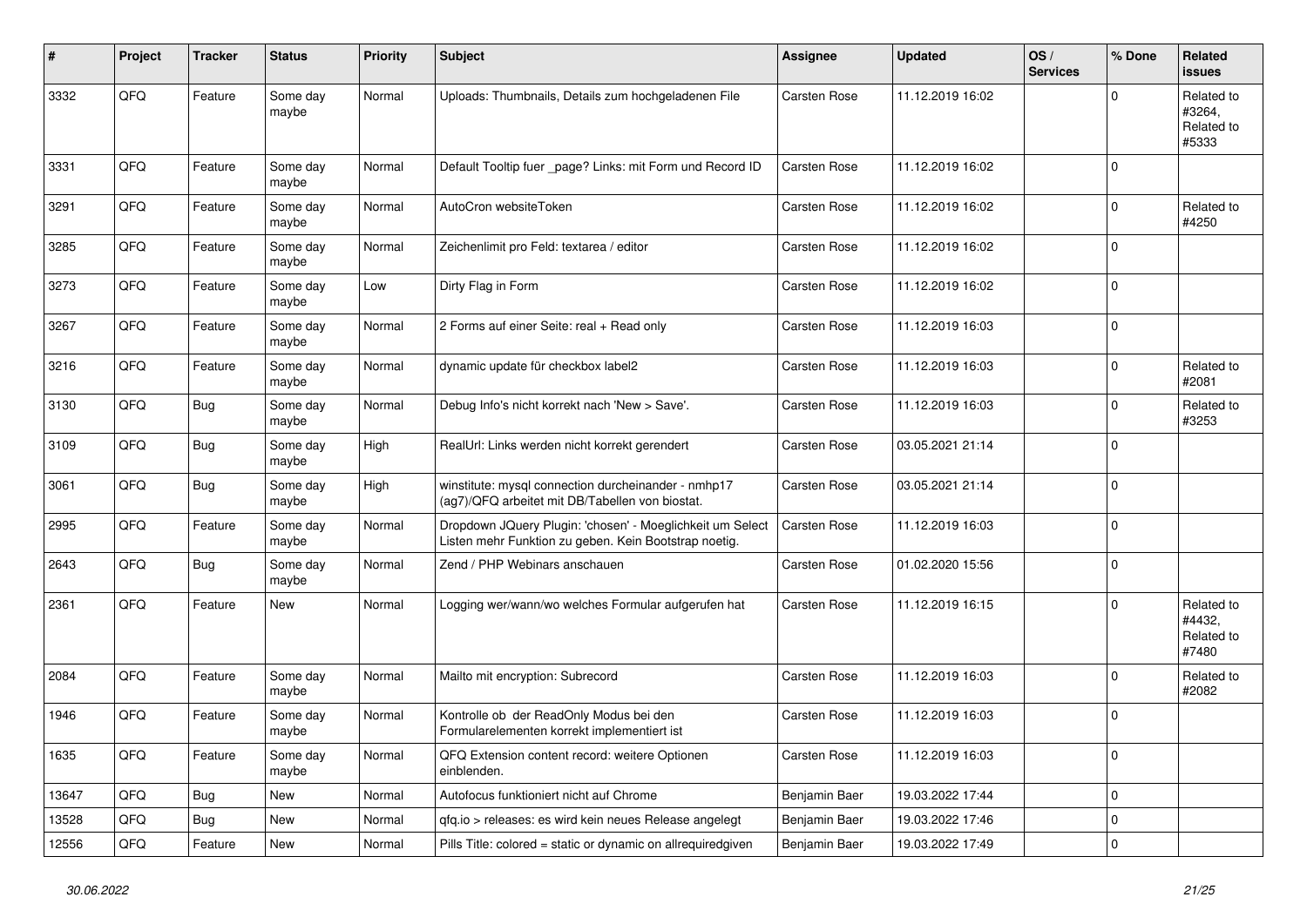| # | Project | Tracker | Status | Priority | Subject | Assignee | Updated | OS / Services | % Done | Related issues |
|---|---|---|---|---|---|---|---|---|---|---|
| 3332 | QFQ | Feature | Some day maybe | Normal | Uploads: Thumbnails, Details zum hochgeladenen File | Carsten Rose | 11.12.2019 16:02 | | 0 | Related to #3264, Related to #5333 |
| 3331 | QFQ | Feature | Some day maybe | Normal | Default Tooltip fuer _page? Links: mit Form und Record ID | Carsten Rose | 11.12.2019 16:02 | | 0 | |
| 3291 | QFQ | Feature | Some day maybe | Normal | AutoCron websiteToken | Carsten Rose | 11.12.2019 16:02 | | 0 | Related to #4250 |
| 3285 | QFQ | Feature | Some day maybe | Normal | Zeichenlimit pro Feld: textarea / editor | Carsten Rose | 11.12.2019 16:02 | | 0 | |
| 3273 | QFQ | Feature | Some day maybe | Low | Dirty Flag in Form | Carsten Rose | 11.12.2019 16:02 | | 0 | |
| 3267 | QFQ | Feature | Some day maybe | Normal | 2 Forms auf einer Seite: real + Read only | Carsten Rose | 11.12.2019 16:03 | | 0 | |
| 3216 | QFQ | Feature | Some day maybe | Normal | dynamic update für checkbox label2 | Carsten Rose | 11.12.2019 16:03 | | 0 | Related to #2081 |
| 3130 | QFQ | Bug | Some day maybe | Normal | Debug Info's nicht korrekt nach 'New > Save'. | Carsten Rose | 11.12.2019 16:03 | | 0 | Related to #3253 |
| 3109 | QFQ | Bug | Some day maybe | High | RealUrl: Links werden nicht korrekt gerendert | Carsten Rose | 03.05.2021 21:14 | | 0 | |
| 3061 | QFQ | Bug | Some day maybe | High | winstitute: mysql connection durcheinander - nmhp17 (ag7)/QFQ arbeitet mit DB/Tabellen von biostat. | Carsten Rose | 03.05.2021 21:14 | | 0 | |
| 2995 | QFQ | Feature | Some day maybe | Normal | Dropdown JQuery Plugin: 'chosen' - Moeglichkeit um Select Listen mehr Funktion zu geben. Kein Bootstrap noetig. | Carsten Rose | 11.12.2019 16:03 | | 0 | |
| 2643 | QFQ | Bug | Some day maybe | Normal | Zend / PHP Webinars anschauen | Carsten Rose | 01.02.2020 15:56 | | 0 | |
| 2361 | QFQ | Feature | New | Normal | Logging wer/wann/wo welches Formular aufgerufen hat | Carsten Rose | 11.12.2019 16:15 | | 0 | Related to #4432, Related to #7480 |
| 2084 | QFQ | Feature | Some day maybe | Normal | Mailto mit encryption: Subrecord | Carsten Rose | 11.12.2019 16:03 | | 0 | Related to #2082 |
| 1946 | QFQ | Feature | Some day maybe | Normal | Kontrolle ob der ReadOnly Modus bei den Formularelementen korrekt implementiert ist | Carsten Rose | 11.12.2019 16:03 | | 0 | |
| 1635 | QFQ | Feature | Some day maybe | Normal | QFQ Extension content record: weitere Optionen einblenden. | Carsten Rose | 11.12.2019 16:03 | | 0 | |
| 13647 | QFQ | Bug | New | Normal | Autofocus funktioniert nicht auf Chrome | Benjamin Baer | 19.03.2022 17:44 | | 0 | |
| 13528 | QFQ | Bug | New | Normal | qfq.io > releases: es wird kein neues Release angelegt | Benjamin Baer | 19.03.2022 17:46 | | 0 | |
| 12556 | QFQ | Feature | New | Normal | Pills Title: colored = static or dynamic on allrequiredgiven | Benjamin Baer | 19.03.2022 17:49 | | 0 | |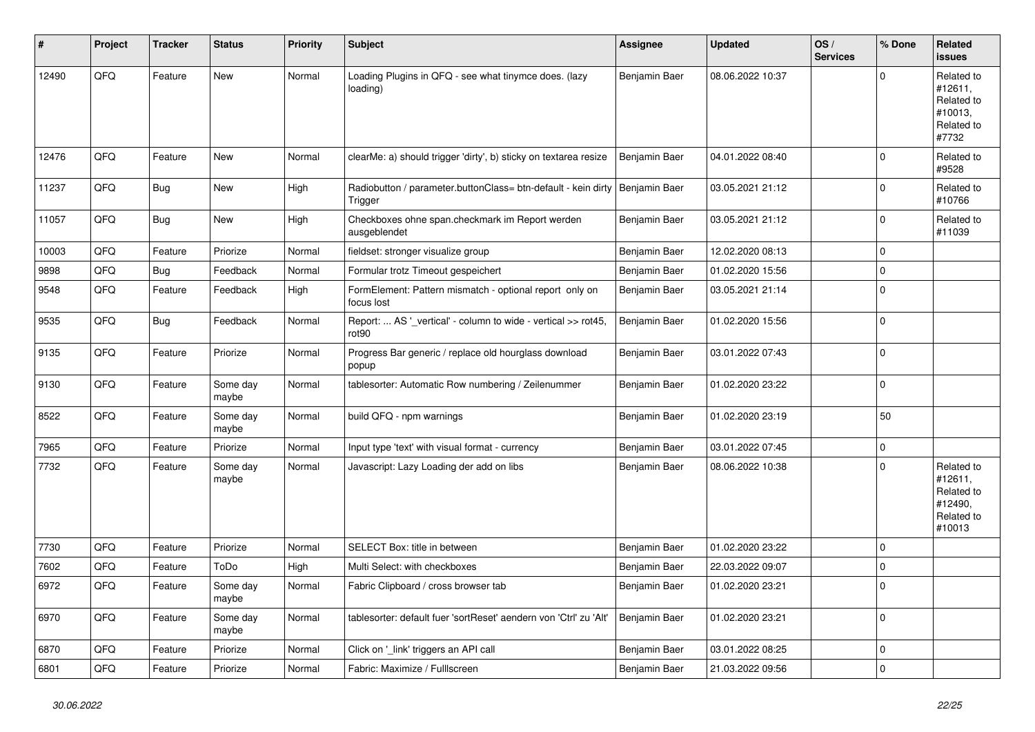| # | Project | Tracker | Status | Priority | Subject | Assignee | Updated | OS / Services | % Done | Related issues |
|---|---|---|---|---|---|---|---|---|---|---|
| 12490 | QFQ | Feature | New | Normal | Loading Plugins in QFQ - see what tinymce does. (lazy loading) | Benjamin Baer | 08.06.2022 10:37 | | 0 | Related to #12611, Related to #10013, Related to #7732 |
| 12476 | QFQ | Feature | New | Normal | clearMe: a) should trigger 'dirty', b) sticky on textarea resize | Benjamin Baer | 04.01.2022 08:40 | | 0 | Related to #9528 |
| 11237 | QFQ | Bug | New | High | Radiobutton / parameter.buttonClass= btn-default - kein dirty Trigger | Benjamin Baer | 03.05.2021 21:12 | | 0 | Related to #10766 |
| 11057 | QFQ | Bug | New | High | Checkboxes ohne span.checkmark im Report werden ausgeblendet | Benjamin Baer | 03.05.2021 21:12 | | 0 | Related to #11039 |
| 10003 | QFQ | Feature | Priorize | Normal | fieldset: stronger visualize group | Benjamin Baer | 12.02.2020 08:13 | | 0 | |
| 9898 | QFQ | Bug | Feedback | Normal | Formular trotz Timeout gespeichert | Benjamin Baer | 01.02.2020 15:56 | | 0 | |
| 9548 | QFQ | Feature | Feedback | High | FormElement: Pattern mismatch - optional report only on focus lost | Benjamin Baer | 03.05.2021 21:14 | | 0 | |
| 9535 | QFQ | Bug | Feedback | Normal | Report: ... AS '_vertical' - column to wide - vertical >> rot45, rot90 | Benjamin Baer | 01.02.2020 15:56 | | 0 | |
| 9135 | QFQ | Feature | Priorize | Normal | Progress Bar generic / replace old hourglass download popup | Benjamin Baer | 03.01.2022 07:43 | | 0 | |
| 9130 | QFQ | Feature | Some day maybe | Normal | tablesorter: Automatic Row numbering / Zeilenummer | Benjamin Baer | 01.02.2020 23:22 | | 0 | |
| 8522 | QFQ | Feature | Some day maybe | Normal | build QFQ - npm warnings | Benjamin Baer | 01.02.2020 23:19 | | 50 | |
| 7965 | QFQ | Feature | Priorize | Normal | Input type 'text' with visual format - currency | Benjamin Baer | 03.01.2022 07:45 | | 0 | |
| 7732 | QFQ | Feature | Some day maybe | Normal | Javascript: Lazy Loading der add on libs | Benjamin Baer | 08.06.2022 10:38 | | 0 | Related to #12611, Related to #12490, Related to #10013 |
| 7730 | QFQ | Feature | Priorize | Normal | SELECT Box: title in between | Benjamin Baer | 01.02.2020 23:22 | | 0 | |
| 7602 | QFQ | Feature | ToDo | High | Multi Select: with checkboxes | Benjamin Baer | 22.03.2022 09:07 | | 0 | |
| 6972 | QFQ | Feature | Some day maybe | Normal | Fabric Clipboard / cross browser tab | Benjamin Baer | 01.02.2020 23:21 | | 0 | |
| 6970 | QFQ | Feature | Some day maybe | Normal | tablesorter: default fuer 'sortReset' aendern von 'Ctrl' zu 'Alt' | Benjamin Baer | 01.02.2020 23:21 | | 0 | |
| 6870 | QFQ | Feature | Priorize | Normal | Click on '_link' triggers an API call | Benjamin Baer | 03.01.2022 08:25 | | 0 | |
| 6801 | QFQ | Feature | Priorize | Normal | Fabric: Maximize / Fulllscreen | Benjamin Baer | 21.03.2022 09:56 | | 0 | |

*30.06.2022*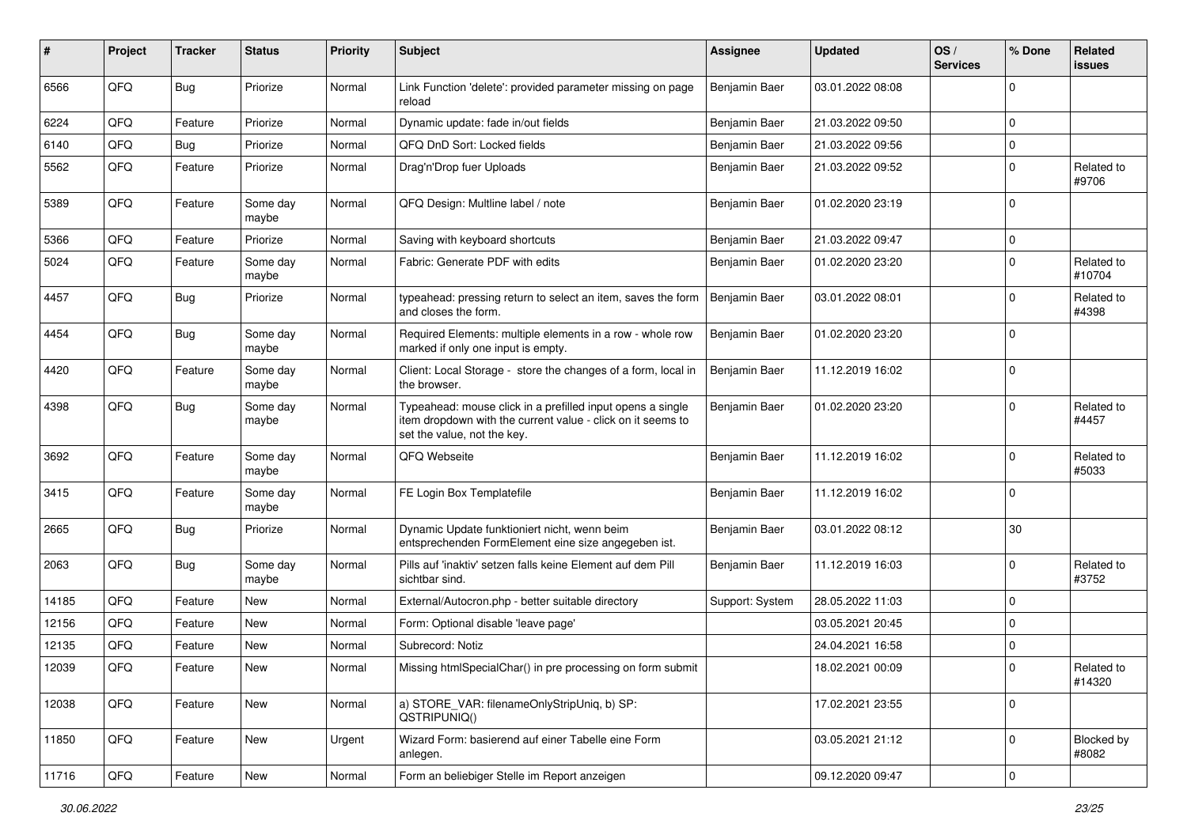| # | Project | Tracker | Status | Priority | Subject | Assignee | Updated | OS / Services | % Done | Related issues |
|---|---|---|---|---|---|---|---|---|---|---|
| 6566 | QFQ | Bug | Priorize | Normal | Link Function 'delete': provided parameter missing on page reload | Benjamin Baer | 03.01.2022 08:08 | | 0 | |
| 6224 | QFQ | Feature | Priorize | Normal | Dynamic update: fade in/out fields | Benjamin Baer | 21.03.2022 09:50 | | 0 | |
| 6140 | QFQ | Bug | Priorize | Normal | QFQ DnD Sort: Locked fields | Benjamin Baer | 21.03.2022 09:56 | | 0 | |
| 5562 | QFQ | Feature | Priorize | Normal | Drag'n'Drop fuer Uploads | Benjamin Baer | 21.03.2022 09:52 | | 0 | Related to #9706 |
| 5389 | QFQ | Feature | Some day maybe | Normal | QFQ Design: Multline label / note | Benjamin Baer | 01.02.2020 23:19 | | 0 | |
| 5366 | QFQ | Feature | Priorize | Normal | Saving with keyboard shortcuts | Benjamin Baer | 21.03.2022 09:47 | | 0 | |
| 5024 | QFQ | Feature | Some day maybe | Normal | Fabric: Generate PDF with edits | Benjamin Baer | 01.02.2020 23:20 | | 0 | Related to #10704 |
| 4457 | QFQ | Bug | Priorize | Normal | typeahead: pressing return to select an item, saves the form and closes the form. | Benjamin Baer | 03.01.2022 08:01 | | 0 | Related to #4398 |
| 4454 | QFQ | Bug | Some day maybe | Normal | Required Elements: multiple elements in a row - whole row marked if only one input is empty. | Benjamin Baer | 01.02.2020 23:20 | | 0 | |
| 4420 | QFQ | Feature | Some day maybe | Normal | Client: Local Storage - store the changes of a form, local in the browser. | Benjamin Baer | 11.12.2019 16:02 | | 0 | |
| 4398 | QFQ | Bug | Some day maybe | Normal | Typeahead: mouse click in a prefilled input opens a single item dropdown with the current value - click on it seems to set the value, not the key. | Benjamin Baer | 01.02.2020 23:20 | | 0 | Related to #4457 |
| 3692 | QFQ | Feature | Some day maybe | Normal | QFQ Webseite | Benjamin Baer | 11.12.2019 16:02 | | 0 | Related to #5033 |
| 3415 | QFQ | Feature | Some day maybe | Normal | FE Login Box Templatefile | Benjamin Baer | 11.12.2019 16:02 | | 0 | |
| 2665 | QFQ | Bug | Priorize | Normal | Dynamic Update funktioniert nicht, wenn beim entsprechenden FormElement eine size angegeben ist. | Benjamin Baer | 03.01.2022 08:12 | | 30 | |
| 2063 | QFQ | Bug | Some day maybe | Normal | Pills auf 'inaktiv' setzen falls keine Element auf dem Pill sichtbar sind. | Benjamin Baer | 11.12.2019 16:03 | | 0 | Related to #3752 |
| 14185 | QFQ | Feature | New | Normal | External/Autocron.php - better suitable directory | Support: System | 28.05.2022 11:03 | | 0 | |
| 12156 | QFQ | Feature | New | Normal | Form: Optional disable 'leave page' | | 03.05.2021 20:45 | | 0 | |
| 12135 | QFQ | Feature | New | Normal | Subrecord: Notiz | | 24.04.2021 16:58 | | 0 | |
| 12039 | QFQ | Feature | New | Normal | Missing htmlSpecialChar() in pre processing on form submit | | 18.02.2021 00:09 | | 0 | Related to #14320 |
| 12038 | QFQ | Feature | New | Normal | a) STORE_VAR: filenameOnlyStripUniq, b) SP: QSTRIPUNIQ() | | 17.02.2021 23:55 | | 0 | |
| 11850 | QFQ | Feature | New | Urgent | Wizard Form: basierend auf einer Tabelle eine Form anlegen. | | 03.05.2021 21:12 | | 0 | Blocked by #8082 |
| 11716 | QFQ | Feature | New | Normal | Form an beliebiger Stelle im Report anzeigen | | 09.12.2020 09:47 | | 0 | |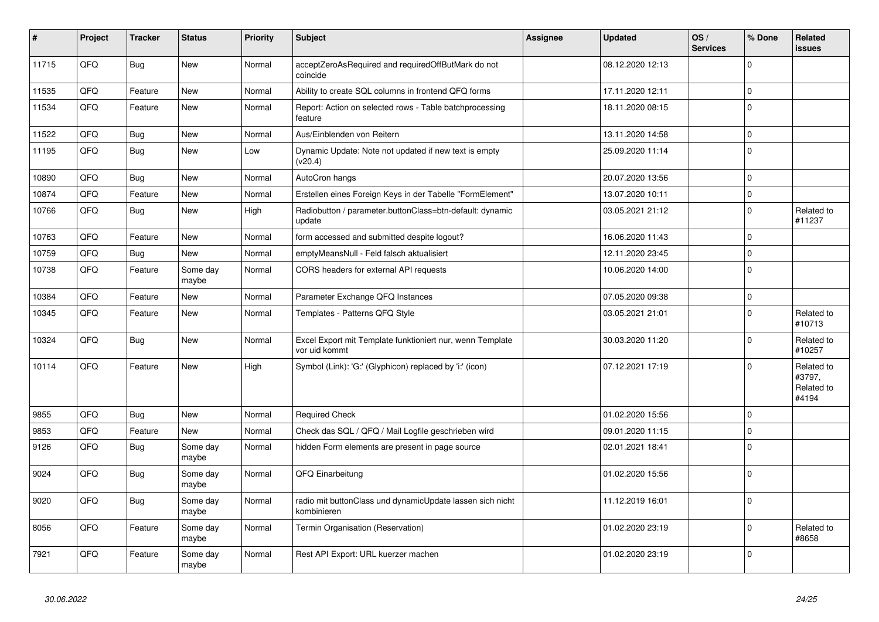| # | Project | Tracker | Status | Priority | Subject | Assignee | Updated | OS / Services | % Done | Related issues |
|---|---|---|---|---|---|---|---|---|---|---|
| 11715 | QFQ | Bug | New | Normal | acceptZeroAsRequired and requiredOffButMark do not coincide | | 08.12.2020 12:13 | | 0 | |
| 11535 | QFQ | Feature | New | Normal | Ability to create SQL columns in frontend QFQ forms | | 17.11.2020 12:11 | | 0 | |
| 11534 | QFQ | Feature | New | Normal | Report: Action on selected rows - Table batchprocessing feature | | 18.11.2020 08:15 | | 0 | |
| 11522 | QFQ | Bug | New | Normal | Aus/Einblenden von Reitern | | 13.11.2020 14:58 | | 0 | |
| 11195 | QFQ | Bug | New | Low | Dynamic Update: Note not updated if new text is empty (v20.4) | | 25.09.2020 11:14 | | 0 | |
| 10890 | QFQ | Bug | New | Normal | AutoCron hangs | | 20.07.2020 13:56 | | 0 | |
| 10874 | QFQ | Feature | New | Normal | Erstellen eines Foreign Keys in der Tabelle "FormElement" | | 13.07.2020 10:11 | | 0 | |
| 10766 | QFQ | Bug | New | High | Radiobutton / parameter.buttonClass=btn-default: dynamic update | | 03.05.2021 21:12 | | 0 | Related to #11237 |
| 10763 | QFQ | Feature | New | Normal | form accessed and submitted despite logout? | | 16.06.2020 11:43 | | 0 | |
| 10759 | QFQ | Bug | New | Normal | emptyMeansNull - Feld falsch aktualisiert | | 12.11.2020 23:45 | | 0 | |
| 10738 | QFQ | Feature | Some day maybe | Normal | CORS headers for external API requests | | 10.06.2020 14:00 | | 0 | |
| 10384 | QFQ | Feature | New | Normal | Parameter Exchange QFQ Instances | | 07.05.2020 09:38 | | 0 | |
| 10345 | QFQ | Feature | New | Normal | Templates - Patterns QFQ Style | | 03.05.2021 21:01 | | 0 | Related to #10713 |
| 10324 | QFQ | Bug | New | Normal | Excel Export mit Template funktioniert nur, wenn Template vor uid kommt | | 30.03.2020 11:20 | | 0 | Related to #10257 |
| 10114 | QFQ | Feature | New | High | Symbol (Link): 'G:' (Glyphicon) replaced by 'i:' (icon) | | 07.12.2021 17:19 | | 0 | Related to #3797, Related to #4194 |
| 9855 | QFQ | Bug | New | Normal | Required Check | | 01.02.2020 15:56 | | 0 | |
| 9853 | QFQ | Feature | New | Normal | Check das SQL / QFQ / Mail Logfile geschrieben wird | | 09.01.2020 11:15 | | 0 | |
| 9126 | QFQ | Bug | Some day maybe | Normal | hidden Form elements are present in page source | | 02.01.2021 18:41 | | 0 | |
| 9024 | QFQ | Bug | Some day maybe | Normal | QFQ Einarbeitung | | 01.02.2020 15:56 | | 0 | |
| 9020 | QFQ | Bug | Some day maybe | Normal | radio mit buttonClass und dynamicUpdate lassen sich nicht kombinieren | | 11.12.2019 16:01 | | 0 | |
| 8056 | QFQ | Feature | Some day maybe | Normal | Termin Organisation (Reservation) | | 01.02.2020 23:19 | | 0 | Related to #8658 |
| 7921 | QFQ | Feature | Some day maybe | Normal | Rest API Export: URL kuerzer machen | | 01.02.2020 23:19 | | 0 | |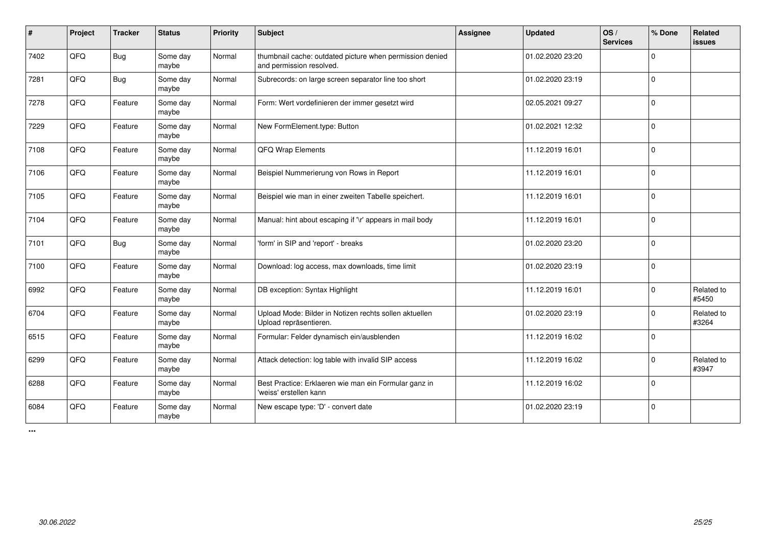| # | Project | Tracker | Status | Priority | Subject | Assignee | Updated | OS / Services | % Done | Related issues |
|---|---|---|---|---|---|---|---|---|---|---|
| 7402 | QFQ | Bug | Some day maybe | Normal | thumbnail cache: outdated picture when permission denied and permission resolved. | | 01.02.2020 23:20 | | 0 | |
| 7281 | QFQ | Bug | Some day maybe | Normal | Subrecords: on large screen separator line too short | | 01.02.2020 23:19 | | 0 | |
| 7278 | QFQ | Feature | Some day maybe | Normal | Form: Wert vordefinieren der immer gesetzt wird | | 02.05.2021 09:27 | | 0 | |
| 7229 | QFQ | Feature | Some day maybe | Normal | New FormElement.type: Button | | 01.02.2021 12:32 | | 0 | |
| 7108 | QFQ | Feature | Some day maybe | Normal | QFQ Wrap Elements | | 11.12.2019 16:01 | | 0 | |
| 7106 | QFQ | Feature | Some day maybe | Normal | Beispiel Nummerierung von Rows in Report | | 11.12.2019 16:01 | | 0 | |
| 7105 | QFQ | Feature | Some day maybe | Normal | Beispiel wie man in einer zweiten Tabelle speichert. | | 11.12.2019 16:01 | | 0 | |
| 7104 | QFQ | Feature | Some day maybe | Normal | Manual: hint about escaping if '\r' appears in mail body | | 11.12.2019 16:01 | | 0 | |
| 7101 | QFQ | Bug | Some day maybe | Normal | 'form' in SIP and 'report' - breaks | | 01.02.2020 23:20 | | 0 | |
| 7100 | QFQ | Feature | Some day maybe | Normal | Download: log access, max downloads, time limit | | 01.02.2020 23:19 | | 0 | |
| 6992 | QFQ | Feature | Some day maybe | Normal | DB exception: Syntax Highlight | | 11.12.2019 16:01 | | 0 | Related to #5450 |
| 6704 | QFQ | Feature | Some day maybe | Normal | Upload Mode: Bilder in Notizen rechts sollen aktuellen Upload repräsentieren. | | 01.02.2020 23:19 | | 0 | Related to #3264 |
| 6515 | QFQ | Feature | Some day maybe | Normal | Formular: Felder dynamisch ein/ausblenden | | 11.12.2019 16:02 | | 0 | |
| 6299 | QFQ | Feature | Some day maybe | Normal | Attack detection: log table with invalid SIP access | | 11.12.2019 16:02 | | 0 | Related to #3947 |
| 6288 | QFQ | Feature | Some day maybe | Normal | Best Practice: Erklaeren wie man ein Formular ganz in 'weiss' erstellen kann | | 11.12.2019 16:02 | | 0 | |
| 6084 | QFQ | Feature | Some day maybe | Normal | New escape type: 'D' - convert date | | 01.02.2020 23:19 | | 0 | |

...